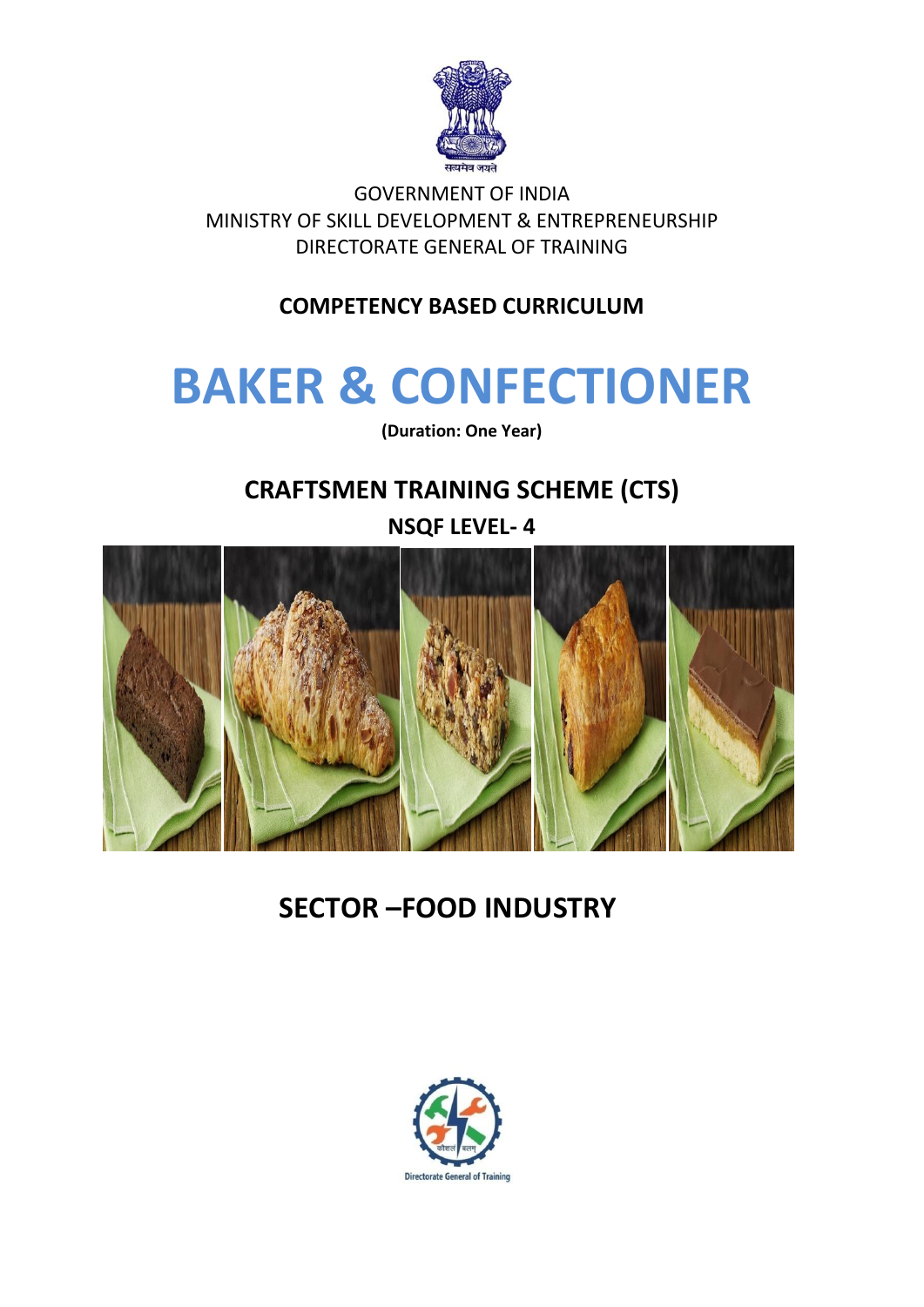सत्यमेव जयते

GOVERNMENT OF INDIA
MINISTRY OF SKILL DEVELOPMENT & ENTREPRENEURSHIP
DIRECTORATE GENERAL OF TRAINING

**COMPETENCY BASED CURRICULUM**

# BAKER & CONFECTIONER

**(Duration: One Year)**

## CRAFTSMEN TRAINING SCHEME (CTS)

**NSQF LEVEL- 4**

## SECTOR –FOOD INDUSTRY

कौशल भारत
Directorate General of Training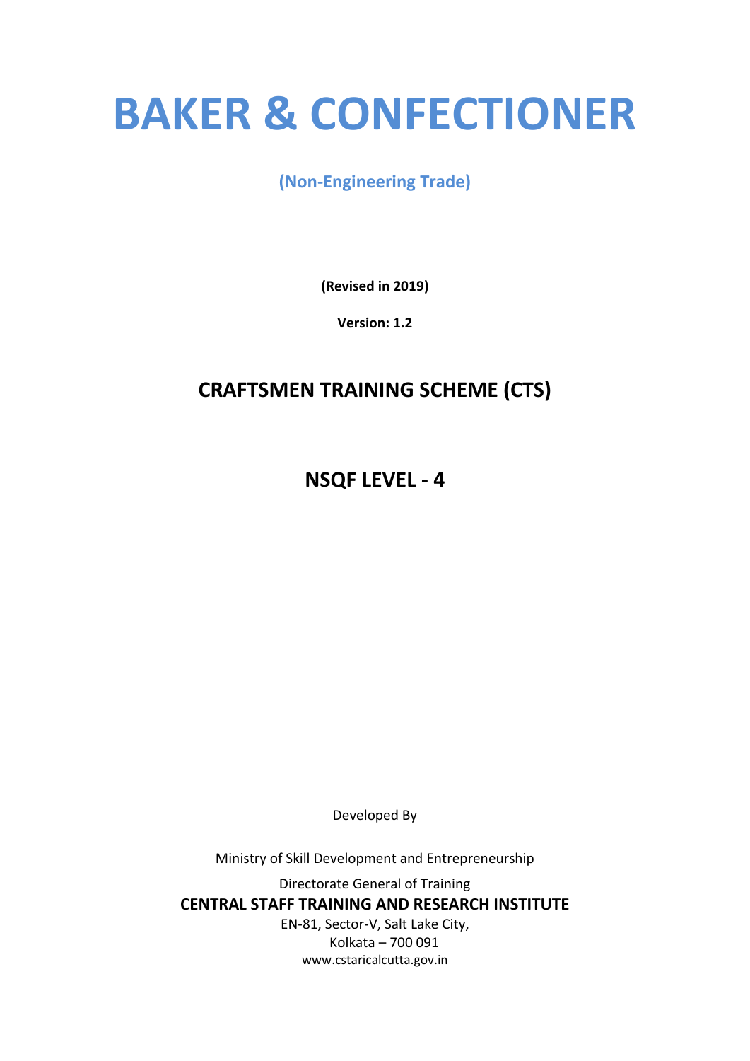# BAKER & CONFECTIONER

**(Non-Engineering Trade)**

**(Revised in 2019)**

**Version: 1.2**

## CRAFTSMEN TRAINING SCHEME (CTS)

## NSQF LEVEL - 4

Developed By

Ministry of Skill Development and Entrepreneurship

Directorate General of Training

**CENTRAL STAFF TRAINING AND RESEARCH INSTITUTE**

EN-81, Sector-V, Salt Lake City,

Kolkata – 700 091

www.cstaricalcutta.gov.in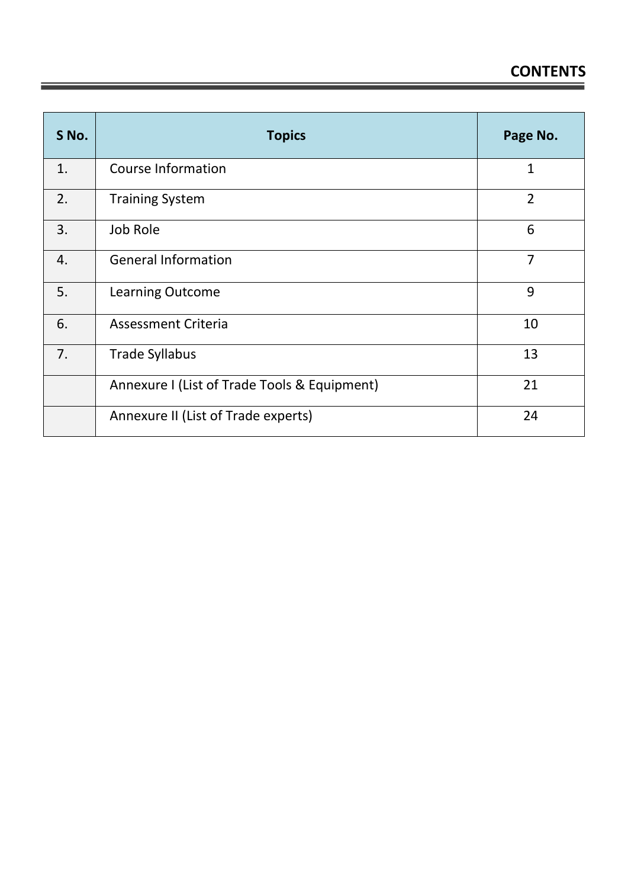# CONTENTS

| S No. | Topics | Page No. |
|---|---|---|
| 1. | Course Information | 1 |
| 2. | Training System | 2 |
| 3. | Job Role | 6 |
| 4. | General Information | 7 |
| 5. | Learning Outcome | 9 |
| 6. | Assessment Criteria | 10 |
| 7. | Trade Syllabus | 13 |
| | Annexure I (List of Trade Tools & Equipment) | 21 |
| | Annexure II (List of Trade experts) | 24 |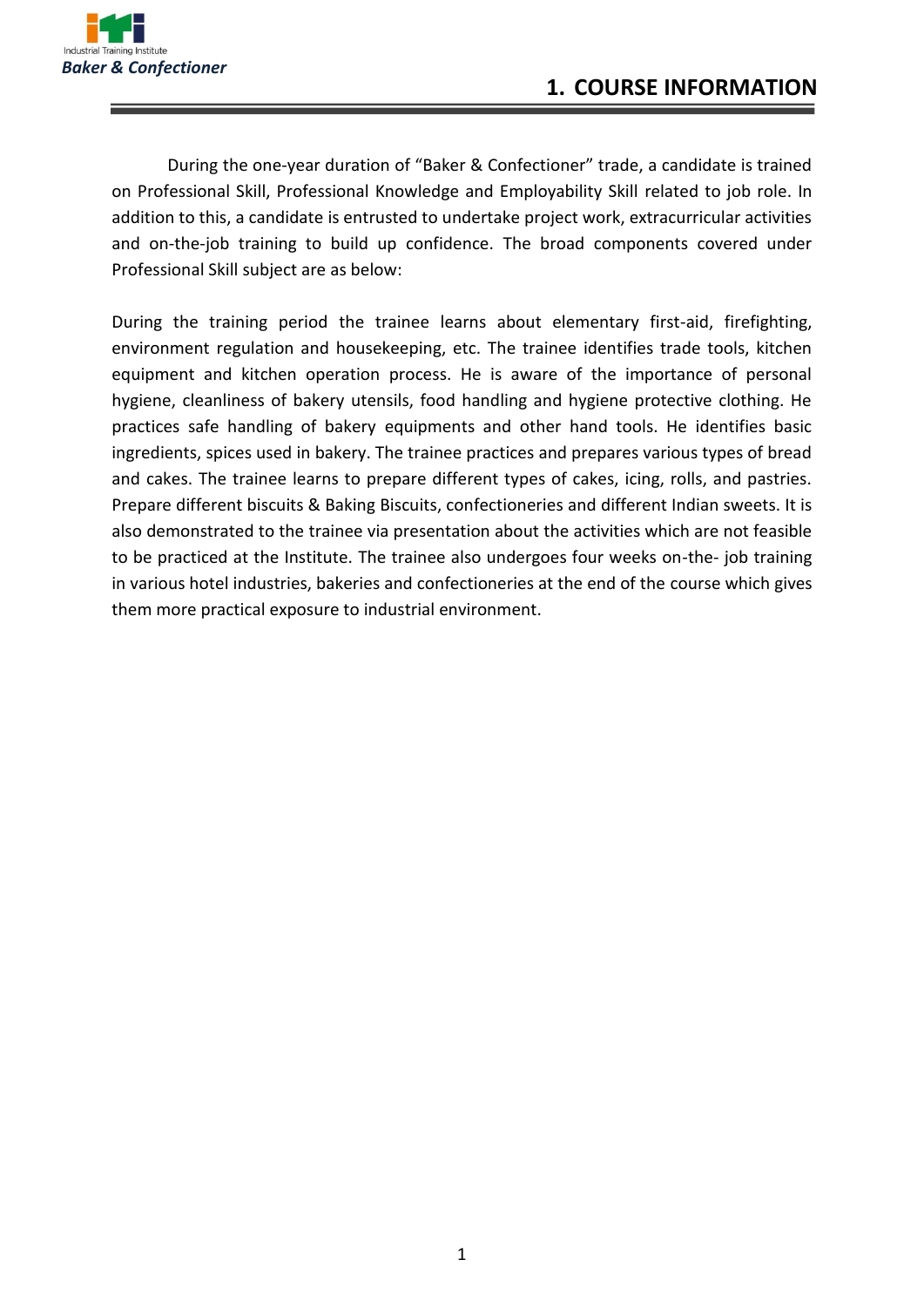# 1. COURSE INFORMATION

During the one-year duration of "Baker & Confectioner" trade, a candidate is trained on Professional Skill, Professional Knowledge and Employability Skill related to job role. In addition to this, a candidate is entrusted to undertake project work, extracurricular activities and on-the-job training to build up confidence. The broad components covered under Professional Skill subject are as below:

During the training period the trainee learns about elementary first-aid, firefighting, environment regulation and housekeeping, etc. The trainee identifies trade tools, kitchen equipment and kitchen operation process. He is aware of the importance of personal hygiene, cleanliness of bakery utensils, food handling and hygiene protective clothing. He practices safe handling of bakery equipments and other hand tools. He identifies basic ingredients, spices used in bakery. The trainee practices and prepares various types of bread and cakes. The trainee learns to prepare different types of cakes, icing, rolls, and pastries. Prepare different biscuits & Baking Biscuits, confectioneries and different Indian sweets. It is also demonstrated to the trainee via presentation about the activities which are not feasible to be practiced at the Institute. The trainee also undergoes four weeks on-the- job training in various hotel industries, bakeries and confectioneries at the end of the course which gives them more practical exposure to industrial environment.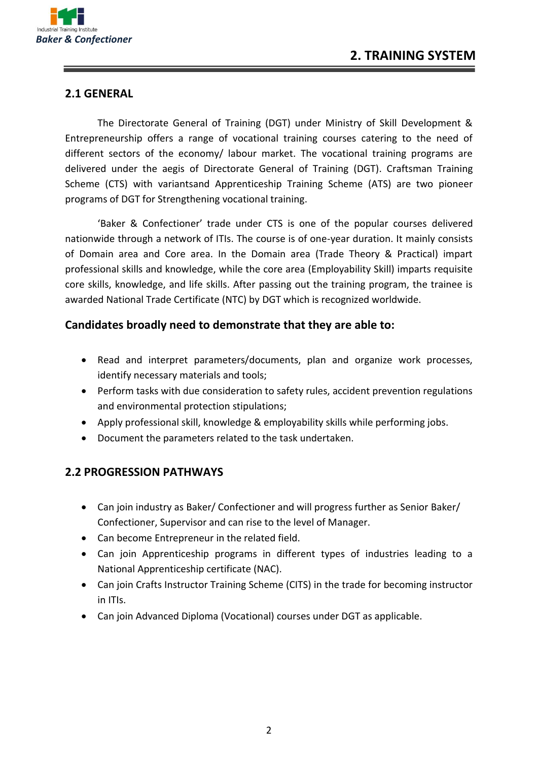# 2. TRAINING SYSTEM

## 2.1 GENERAL

The Directorate General of Training (DGT) under Ministry of Skill Development & Entrepreneurship offers a range of vocational training courses catering to the need of different sectors of the economy/ labour market. The vocational training programs are delivered under the aegis of Directorate General of Training (DGT). Craftsman Training Scheme (CTS) with variantsand Apprenticeship Training Scheme (ATS) are two pioneer programs of DGT for Strengthening vocational training.

'Baker & Confectioner' trade under CTS is one of the popular courses delivered nationwide through a network of ITIs. The course is of one-year duration. It mainly consists of Domain area and Core area. In the Domain area (Trade Theory & Practical) impart professional skills and knowledge, while the core area (Employability Skill) imparts requisite core skills, knowledge, and life skills. After passing out the training program, the trainee is awarded National Trade Certificate (NTC) by DGT which is recognized worldwide.

### Candidates broadly need to demonstrate that they are able to:

- Read and interpret parameters/documents, plan and organize work processes, identify necessary materials and tools;
- Perform tasks with due consideration to safety rules, accident prevention regulations and environmental protection stipulations;
- Apply professional skill, knowledge & employability skills while performing jobs.
- Document the parameters related to the task undertaken.

## 2.2 PROGRESSION PATHWAYS

- Can join industry as Baker/ Confectioner and will progress further as Senior Baker/ Confectioner, Supervisor and can rise to the level of Manager.
- Can become Entrepreneur in the related field.
- Can join Apprenticeship programs in different types of industries leading to a National Apprenticeship certificate (NAC).
- Can join Crafts Instructor Training Scheme (CITS) in the trade for becoming instructor in ITIs.
- Can join Advanced Diploma (Vocational) courses under DGT as applicable.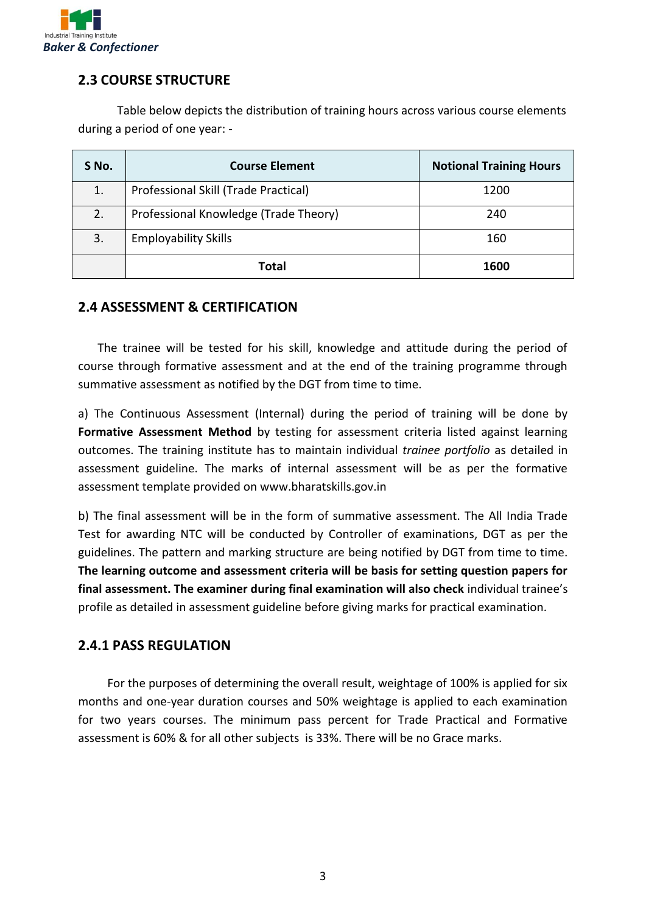## 2.3 COURSE STRUCTURE

Table below depicts the distribution of training hours across various course elements during a period of one year: -

| S No. | Course Element | Notional Training Hours |
|---|---|---|
| 1. | Professional Skill (Trade Practical) | 1200 |
| 2. | Professional Knowledge (Trade Theory) | 240 |
| 3. | Employability Skills | 160 |
| | **Total** | **1600** |

## 2.4 ASSESSMENT & CERTIFICATION

The trainee will be tested for his skill, knowledge and attitude during the period of course through formative assessment and at the end of the training programme through summative assessment as notified by the DGT from time to time.

a) The Continuous Assessment (Internal) during the period of training will be done by **Formative Assessment Method** by testing for assessment criteria listed against learning outcomes. The training institute has to maintain individual *trainee portfolio* as detailed in assessment guideline. The marks of internal assessment will be as per the formative assessment template provided on www.bharatskills.gov.in

b) The final assessment will be in the form of summative assessment. The All India Trade Test for awarding NTC will be conducted by Controller of examinations, DGT as per the guidelines. The pattern and marking structure are being notified by DGT from time to time. **The learning outcome and assessment criteria will be basis for setting question papers for final assessment. The examiner during final examination will also check** individual trainee's profile as detailed in assessment guideline before giving marks for practical examination.

### 2.4.1 PASS REGULATION

For the purposes of determining the overall result, weightage of 100% is applied for six months and one-year duration courses and 50% weightage is applied to each examination for two years courses. The minimum pass percent for Trade Practical and Formative assessment is 60% & for all other subjects is 33%. There will be no Grace marks.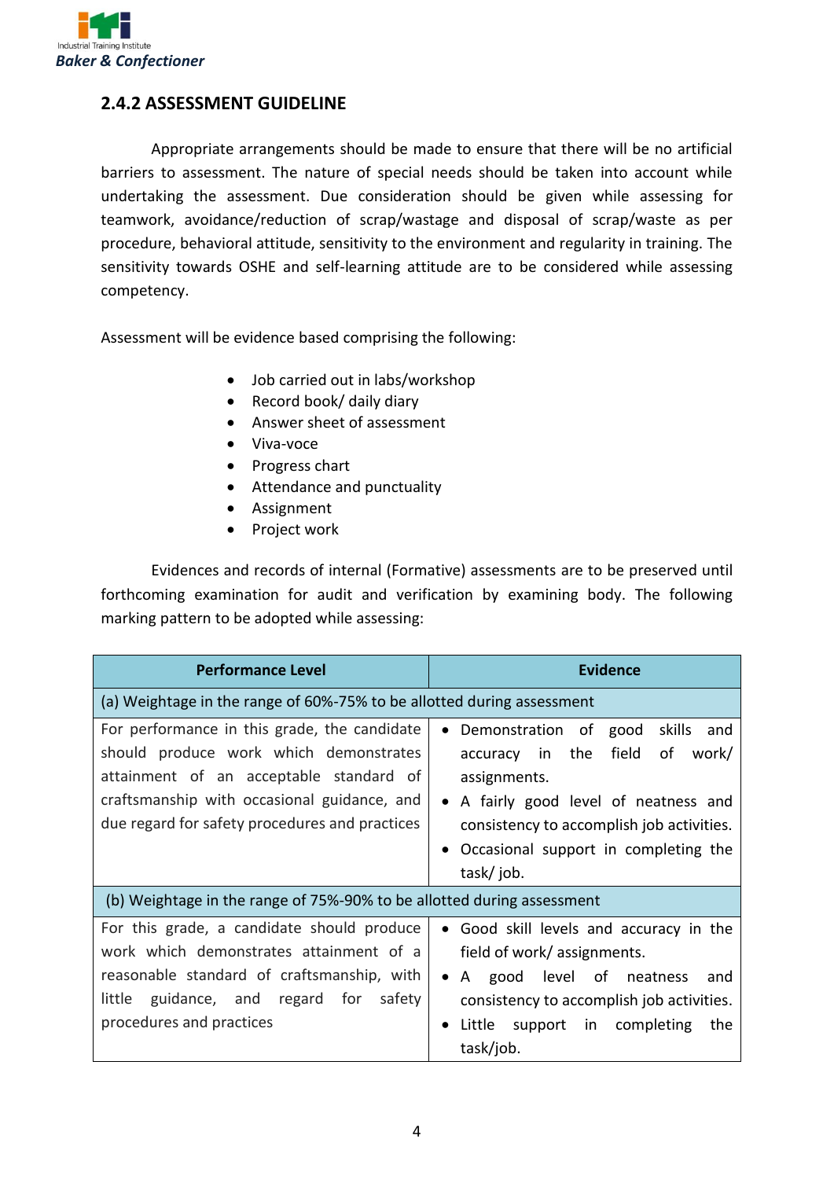## 2.4.2 ASSESSMENT GUIDELINE

Appropriate arrangements should be made to ensure that there will be no artificial barriers to assessment. The nature of special needs should be taken into account while undertaking the assessment. Due consideration should be given while assessing for teamwork, avoidance/reduction of scrap/wastage and disposal of scrap/waste as per procedure, behavioral attitude, sensitivity to the environment and regularity in training. The sensitivity towards OSHE and self-learning attitude are to be considered while assessing competency.

Assessment will be evidence based comprising the following:

- Job carried out in labs/workshop
- Record book/ daily diary
- Answer sheet of assessment
- Viva-voce
- Progress chart
- Attendance and punctuality
- Assignment
- Project work

Evidences and records of internal (Formative) assessments are to be preserved until forthcoming examination for audit and verification by examining body. The following marking pattern to be adopted while assessing:

| Performance Level | Evidence |
|---|---|
| (a) Weightage in the range of 60%-75% to be allotted during assessment | |
| For performance in this grade, the candidate should produce work which demonstrates attainment of an acceptable standard of craftsmanship with occasional guidance, and due regard for safety procedures and practices | • Demonstration of good skills and accuracy in the field of work/ assignments.<br>• A fairly good level of neatness and consistency to accomplish job activities.<br>• Occasional support in completing the task/ job. |
| (b) Weightage in the range of 75%-90% to be allotted during assessment | |
| For this grade, a candidate should produce work which demonstrates attainment of a reasonable standard of craftsmanship, with little guidance, and regard for safety procedures and practices | • Good skill levels and accuracy in the field of work/ assignments.<br>• A good level of neatness and consistency to accomplish job activities.<br>• Little support in completing the task/job. |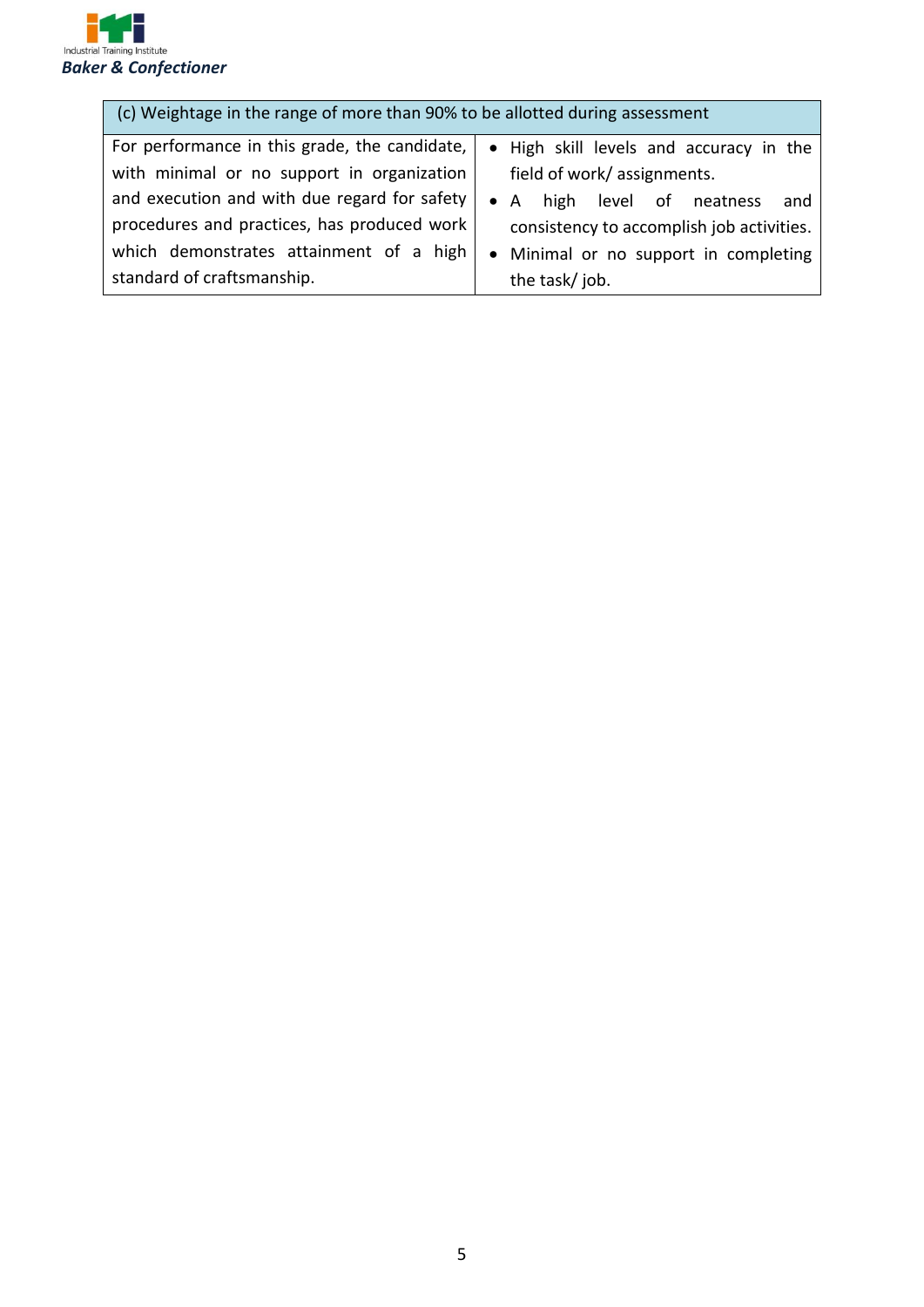| (c) Weightage in the range of more than 90% to be allotted during assessment | |
|---|---|
| For performance in this grade, the candidate, with minimal or no support in organization and execution and with due regard for safety procedures and practices, has produced work which demonstrates attainment of a high standard of craftsmanship. | • High skill levels and accuracy in the field of work/ assignments.<br>• A high level of neatness and consistency to accomplish job activities.<br>• Minimal or no support in completing the task/ job. |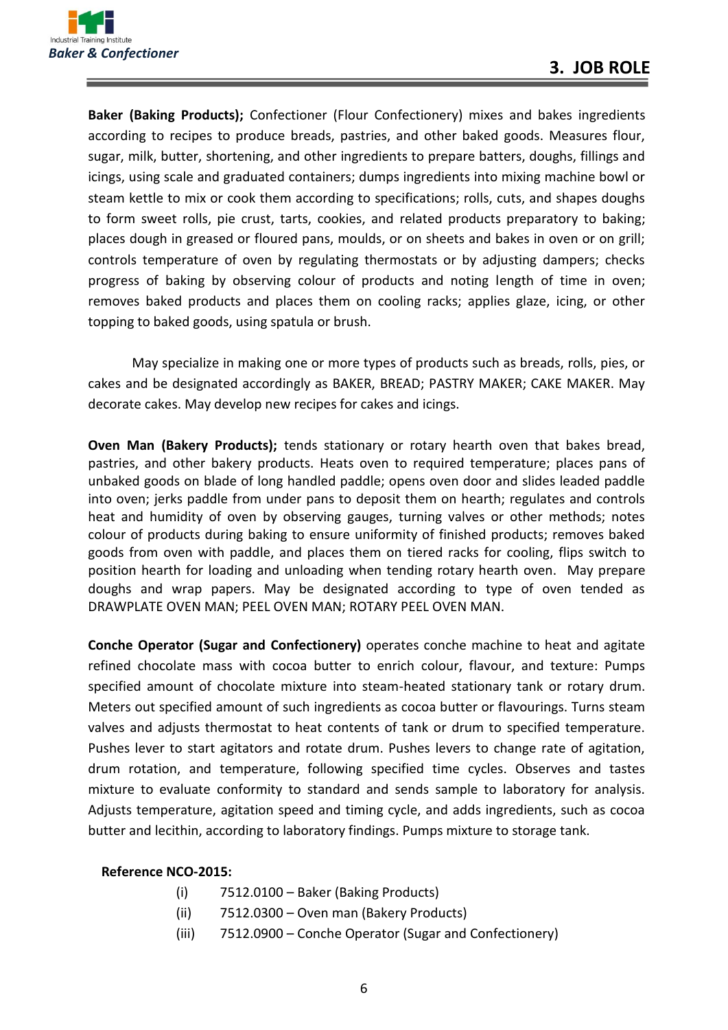# 3. JOB ROLE

**Baker (Baking Products);** Confectioner (Flour Confectionery) mixes and bakes ingredients according to recipes to produce breads, pastries, and other baked goods. Measures flour, sugar, milk, butter, shortening, and other ingredients to prepare batters, doughs, fillings and icings, using scale and graduated containers; dumps ingredients into mixing machine bowl or steam kettle to mix or cook them according to specifications; rolls, cuts, and shapes doughs to form sweet rolls, pie crust, tarts, cookies, and related products preparatory to baking; places dough in greased or floured pans, moulds, or on sheets and bakes in oven or on grill; controls temperature of oven by regulating thermostats or by adjusting dampers; checks progress of baking by observing colour of products and noting length of time in oven; removes baked products and places them on cooling racks; applies glaze, icing, or other topping to baked goods, using spatula or brush.

May specialize in making one or more types of products such as breads, rolls, pies, or cakes and be designated accordingly as BAKER, BREAD; PASTRY MAKER; CAKE MAKER. May decorate cakes. May develop new recipes for cakes and icings.

**Oven Man (Bakery Products);** tends stationary or rotary hearth oven that bakes bread, pastries, and other bakery products. Heats oven to required temperature; places pans of unbaked goods on blade of long handled paddle; opens oven door and slides leaded paddle into oven; jerks paddle from under pans to deposit them on hearth; regulates and controls heat and humidity of oven by observing gauges, turning valves or other methods; notes colour of products during baking to ensure uniformity of finished products; removes baked goods from oven with paddle, and places them on tiered racks for cooling, flips switch to position hearth for loading and unloading when tending rotary hearth oven. May prepare doughs and wrap papers. May be designated according to type of oven tended as DRAWPLATE OVEN MAN; PEEL OVEN MAN; ROTARY PEEL OVEN MAN.

**Conche Operator (Sugar and Confectionery)** operates conche machine to heat and agitate refined chocolate mass with cocoa butter to enrich colour, flavour, and texture: Pumps specified amount of chocolate mixture into steam-heated stationary tank or rotary drum. Meters out specified amount of such ingredients as cocoa butter or flavourings. Turns steam valves and adjusts thermostat to heat contents of tank or drum to specified temperature. Pushes lever to start agitators and rotate drum. Pushes levers to change rate of agitation, drum rotation, and temperature, following specified time cycles. Observes and tastes mixture to evaluate conformity to standard and sends sample to laboratory for analysis. Adjusts temperature, agitation speed and timing cycle, and adds ingredients, such as cocoa butter and lecithin, according to laboratory findings. Pumps mixture to storage tank.

**Reference NCO-2015:**

(i) 7512.0100 – Baker (Baking Products)

(ii) 7512.0300 – Oven man (Bakery Products)

(iii) 7512.0900 – Conche Operator (Sugar and Confectionery)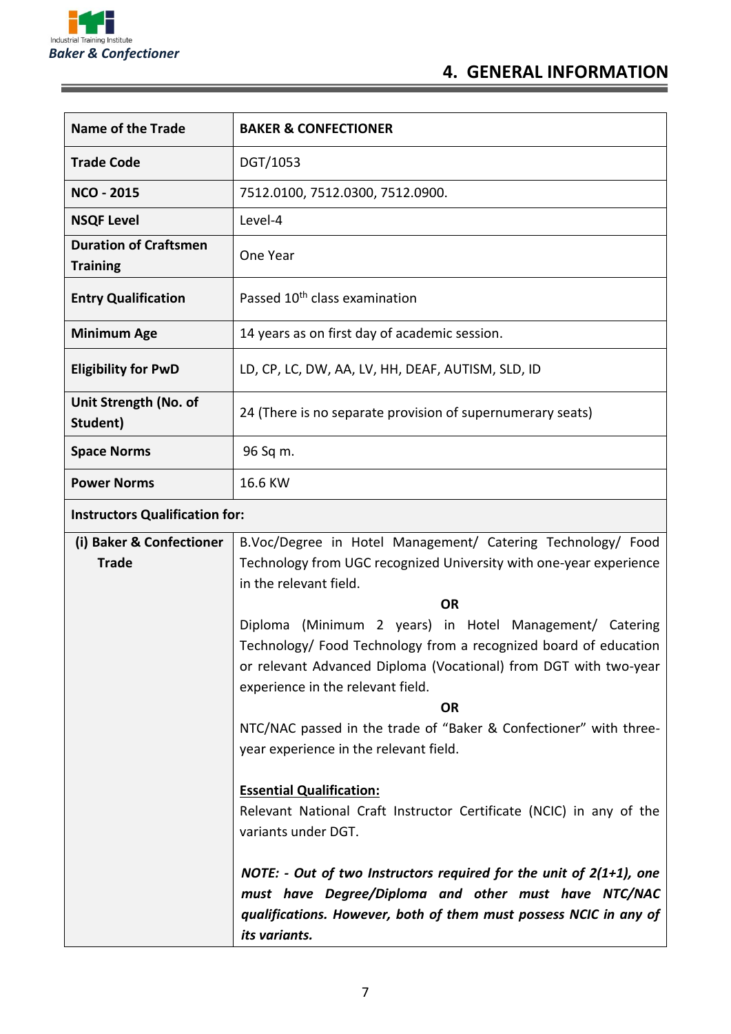# 4. GENERAL INFORMATION

| Name of the Trade | BAKER & CONFECTIONER |
|---|---|
| **Trade Code** | DGT/1053 |
| **NCO - 2015** | 7512.0100, 7512.0300, 7512.0900. |
| **NSQF Level** | Level-4 |
| **Duration of Craftsmen Training** | One Year |
| **Entry Qualification** | Passed 10th class examination |
| **Minimum Age** | 14 years as on first day of academic session. |
| **Eligibility for PwD** | LD, CP, LC, DW, AA, LV, HH, DEAF, AUTISM, SLD, ID |
| **Unit Strength (No. of Student)** | 24 (There is no separate provision of supernumerary seats) |
| **Space Norms** | 96 Sq m. |
| **Power Norms** | 16.6 KW |
| **Instructors Qualification for:** | |
| **(i) Baker & Confectioner Trade** | B.Voc/Degree in Hotel Management/ Catering Technology/ Food Technology from UGC recognized University with one-year experience in the relevant field.<br>**OR**<br>Diploma (Minimum 2 years) in Hotel Management/ Catering Technology/ Food Technology from a recognized board of education or relevant Advanced Diploma (Vocational) from DGT with two-year experience in the relevant field.<br>**OR**<br>NTC/NAC passed in the trade of "Baker & Confectioner" with three-year experience in the relevant field.<br><br>**Essential Qualification:**<br>Relevant National Craft Instructor Certificate (NCIC) in any of the variants under DGT.<br><br>***NOTE: - Out of two Instructors required for the unit of 2(1+1), one must have Degree/Diploma and other must have NTC/NAC qualifications. However, both of them must possess NCIC in any of its variants.*** |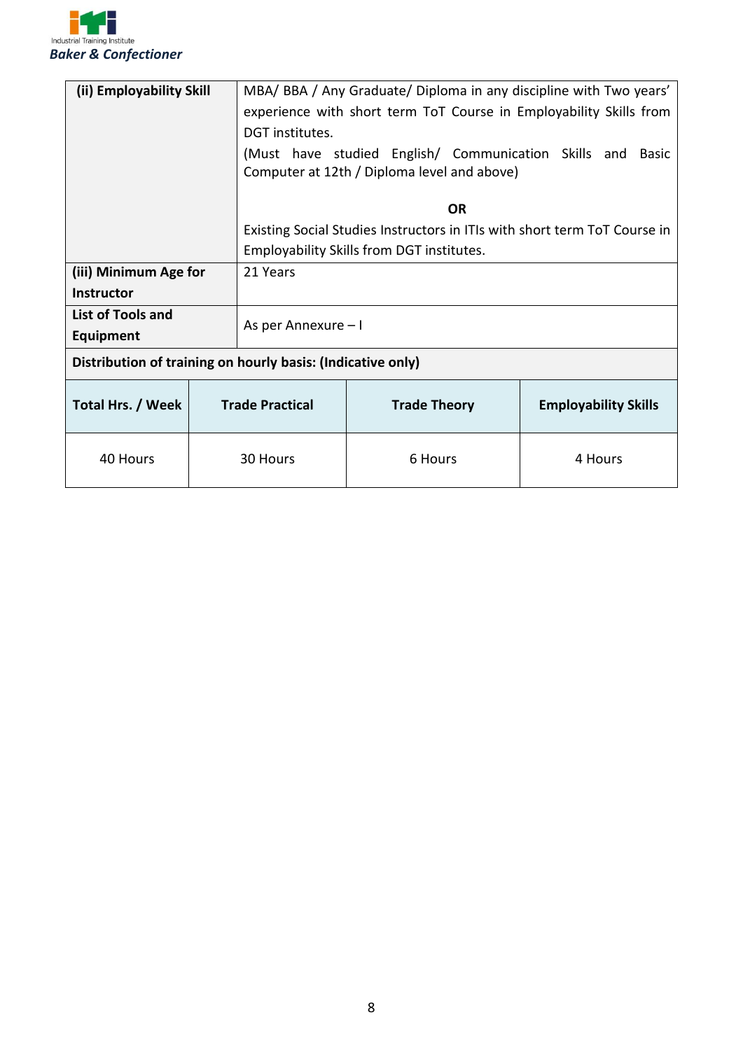| | |
|---|---|
| **(ii) Employability Skill** | MBA/ BBA / Any Graduate/ Diploma in any discipline with Two years' experience with short term ToT Course in Employability Skills from DGT institutes.<br>(Must have studied English/ Communication Skills and Basic Computer at 12th / Diploma level and above)<br><br>**OR**<br><br>Existing Social Studies Instructors in ITIs with short term ToT Course in Employability Skills from DGT institutes. |
| **(iii) Minimum Age for Instructor** | 21 Years |
| **List of Tools and Equipment** | As per Annexure – I |

**Distribution of training on hourly basis: (Indicative only)**

| Total Hrs. / Week | Trade Practical | Trade Theory | Employability Skills |
|---|---|---|---|
| 40 Hours | 30 Hours | 6 Hours | 4 Hours |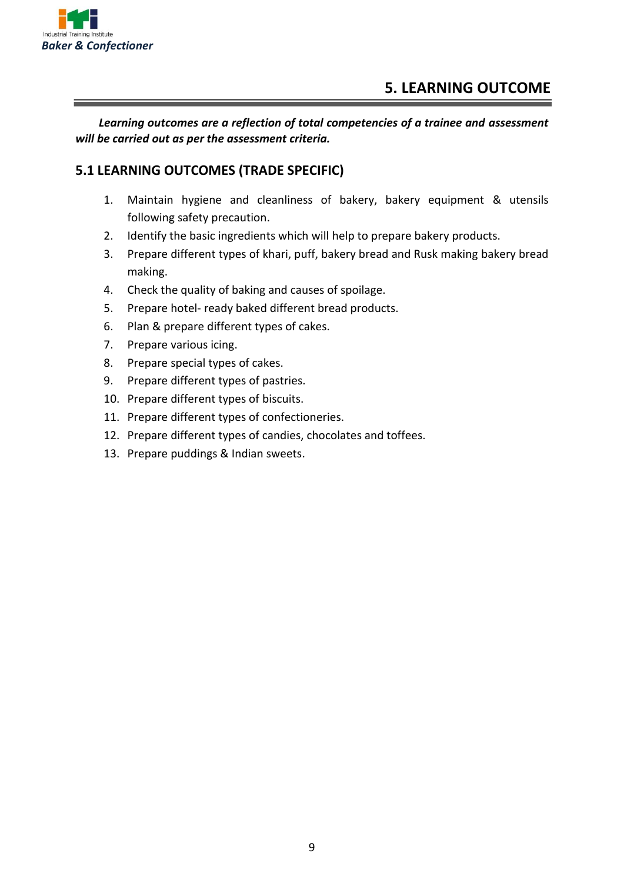# 5. LEARNING OUTCOME

***Learning outcomes are a reflection of total competencies of a trainee and assessment will be carried out as per the assessment criteria.***

## 5.1 LEARNING OUTCOMES (TRADE SPECIFIC)

1. Maintain hygiene and cleanliness of bakery, bakery equipment & utensils following safety precaution.
2. Identify the basic ingredients which will help to prepare bakery products.
3. Prepare different types of khari, puff, bakery bread and Rusk making bakery bread making.
4. Check the quality of baking and causes of spoilage.
5. Prepare hotel- ready baked different bread products.
6. Plan & prepare different types of cakes.
7. Prepare various icing.
8. Prepare special types of cakes.
9. Prepare different types of pastries.
10. Prepare different types of biscuits.
11. Prepare different types of confectioneries.
12. Prepare different types of candies, chocolates and toffees.
13. Prepare puddings & Indian sweets.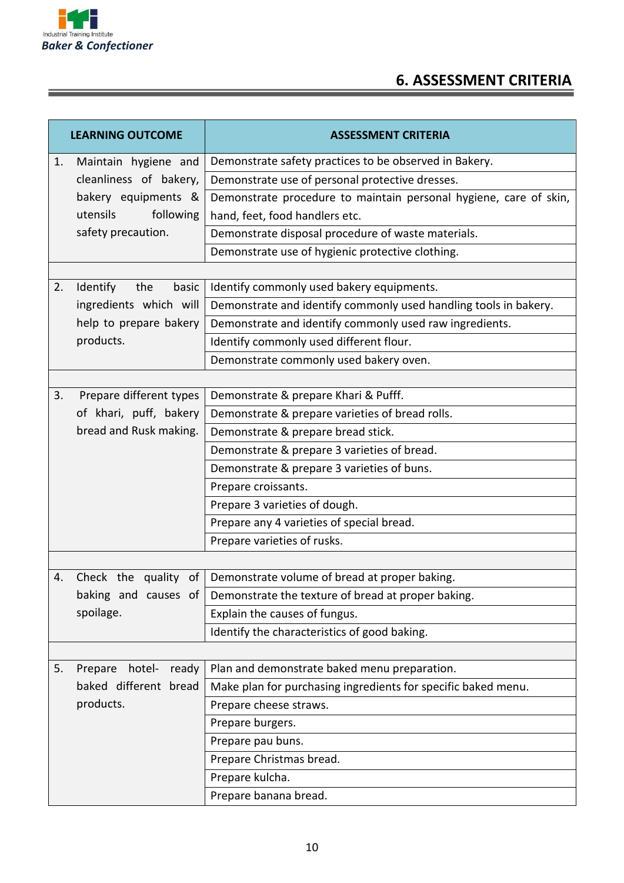# 6. ASSESSMENT CRITERIA

| LEARNING OUTCOME | ASSESSMENT CRITERIA |
|---|---|
| 1. Maintain hygiene and cleanliness of bakery, bakery equipments & utensils following safety precaution. | Demonstrate safety practices to be observed in Bakery. |
| | Demonstrate use of personal protective dresses. |
| | Demonstrate procedure to maintain personal hygiene, care of skin, hand, feet, food handlers etc. |
| | Demonstrate disposal procedure of waste materials. |
| | Demonstrate use of hygienic protective clothing. |
| | |
| 2. Identify the basic ingredients which will help to prepare bakery products. | Identify commonly used bakery equipments. |
| | Demonstrate and identify commonly used handling tools in bakery. |
| | Demonstrate and identify commonly used raw ingredients. |
| | Identify commonly used different flour. |
| | Demonstrate commonly used bakery oven. |
| | |
| 3. Prepare different types of khari, puff, bakery bread and Rusk making. | Demonstrate & prepare Khari & Pufff. |
| | Demonstrate & prepare varieties of bread rolls. |
| | Demonstrate & prepare bread stick. |
| | Demonstrate & prepare 3 varieties of bread. |
| | Demonstrate & prepare 3 varieties of buns. |
| | Prepare croissants. |
| | Prepare 3 varieties of dough. |
| | Prepare any 4 varieties of special bread. |
| | Prepare varieties of rusks. |
| | |
| 4. Check the quality of baking and causes of spoilage. | Demonstrate volume of bread at proper baking. |
| | Demonstrate the texture of bread at proper baking. |
| | Explain the causes of fungus. |
| | Identify the characteristics of good baking. |
| | |
| 5. Prepare hotel- ready baked different bread products. | Plan and demonstrate baked menu preparation. |
| | Make plan for purchasing ingredients for specific baked menu. |
| | Prepare cheese straws. |
| | Prepare burgers. |
| | Prepare pau buns. |
| | Prepare Christmas bread. |
| | Prepare kulcha. |
| | Prepare banana bread. |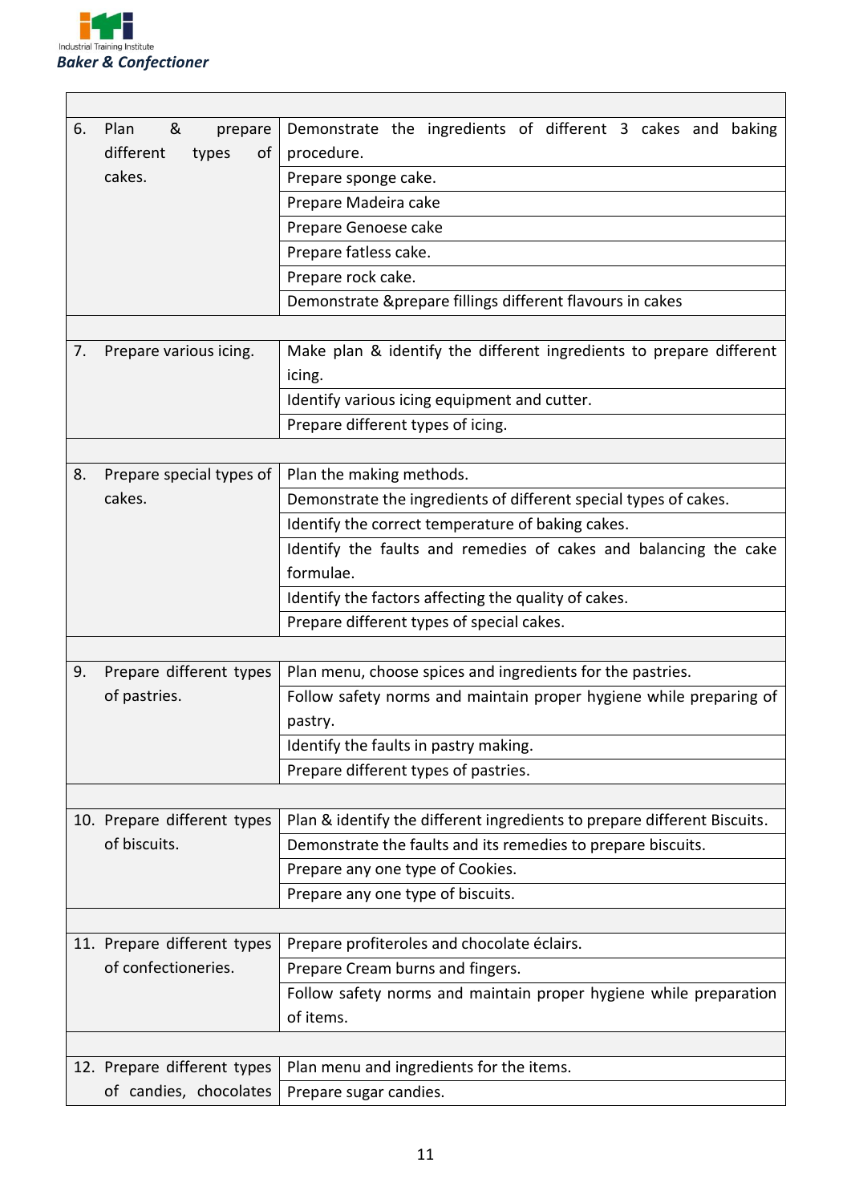| | |
|---|---|
| 6. Plan & prepare different types of cakes. | Demonstrate the ingredients of different 3 cakes and baking procedure. |
| | Prepare sponge cake. |
| | Prepare Madeira cake |
| | Prepare Genoese cake |
| | Prepare fatless cake. |
| | Prepare rock cake. |
| | Demonstrate &prepare fillings different flavours in cakes |
| | |
| 7. Prepare various icing. | Make plan & identify the different ingredients to prepare different icing. |
| | Identify various icing equipment and cutter. |
| | Prepare different types of icing. |
| | |
| 8. Prepare special types of cakes. | Plan the making methods. |
| | Demonstrate the ingredients of different special types of cakes. |
| | Identify the correct temperature of baking cakes. |
| | Identify the faults and remedies of cakes and balancing the cake formulae. |
| | Identify the factors affecting the quality of cakes. |
| | Prepare different types of special cakes. |
| | |
| 9. Prepare different types of pastries. | Plan menu, choose spices and ingredients for the pastries. |
| | Follow safety norms and maintain proper hygiene while preparing of pastry. |
| | Identify the faults in pastry making. |
| | Prepare different types of pastries. |
| | |
| 10. Prepare different types of biscuits. | Plan & identify the different ingredients to prepare different Biscuits. |
| | Demonstrate the faults and its remedies to prepare biscuits. |
| | Prepare any one type of Cookies. |
| | Prepare any one type of biscuits. |
| | |
| 11. Prepare different types of confectioneries. | Prepare profiteroles and chocolate éclairs. |
| | Prepare Cream burns and fingers. |
| | Follow safety norms and maintain proper hygiene while preparation of items. |
| | |
| 12. Prepare different types of candies, chocolates | Plan menu and ingredients for the items. |
| | Prepare sugar candies. |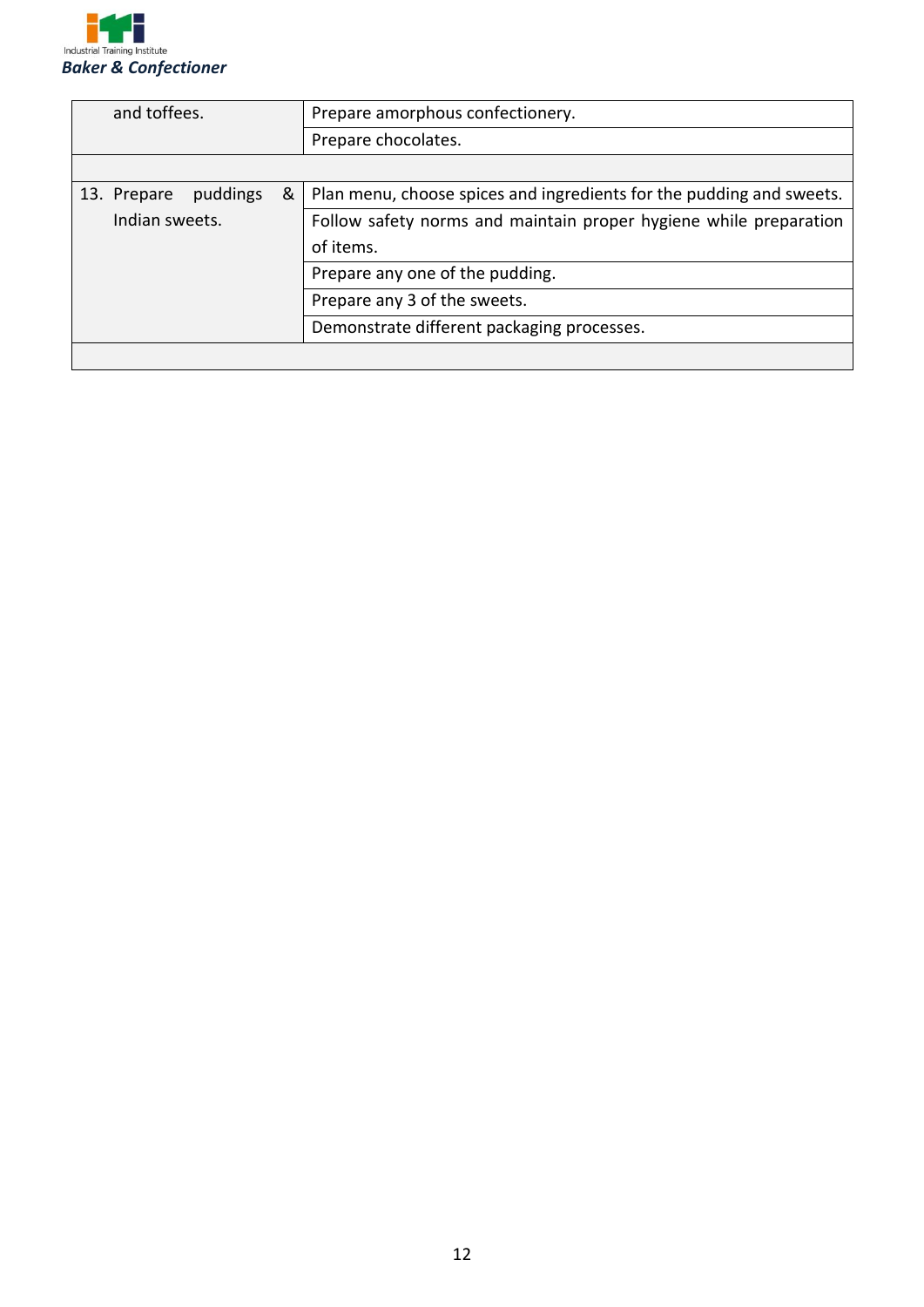| | |
|---|---|
| and toffees. | Prepare amorphous confectionery. |
| | Prepare chocolates. |
| | |
| 13. Prepare puddings & Indian sweets. | Plan menu, choose spices and ingredients for the pudding and sweets. |
| | Follow safety norms and maintain proper hygiene while preparation of items. |
| | Prepare any one of the pudding. |
| | Prepare any 3 of the sweets. |
| | Demonstrate different packaging processes. |
| | |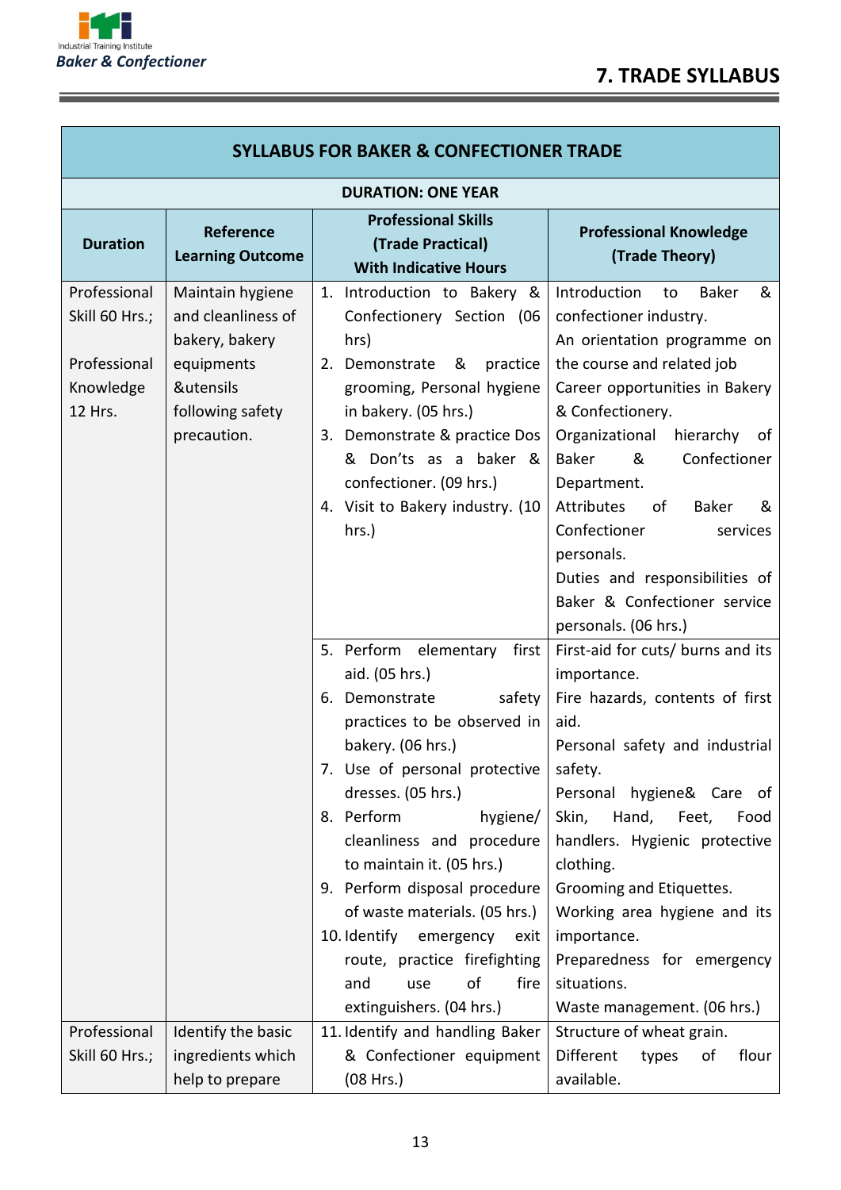## 7. TRADE SYLLABUS

| SYLLABUS FOR BAKER & CONFECTIONER TRADE | | | |
|---|---|---|---|
| **DURATION: ONE YEAR** | | | |
| **Duration** | **Reference Learning Outcome** | **Professional Skills (Trade Practical) With Indicative Hours** | **Professional Knowledge (Trade Theory)** |
| Professional Skill 60 Hrs.; <br><br> Professional Knowledge 12 Hrs. | Maintain hygiene and cleanliness of bakery, bakery equipments &utensils following safety precaution. | 1. Introduction to Bakery & Confectionery Section (06 hrs) <br> 2. Demonstrate & practice grooming, Personal hygiene in bakery. (05 hrs.) <br> 3. Demonstrate & practice Dos & Don'ts as a baker & confectioner. (09 hrs.) <br> 4. Visit to Bakery industry. (10 hrs.) | Introduction to Baker & confectioner industry. <br> An orientation programme on the course and related job <br> Career opportunities in Bakery & Confectionery. <br> Organizational hierarchy of Baker & Confectioner Department. <br> Attributes of Baker & Confectioner services personals. <br> Duties and responsibilities of Baker & Confectioner service personals. (06 hrs.) |
| | | 5. Perform elementary first aid. (05 hrs.) <br> 6. Demonstrate safety practices to be observed in bakery. (06 hrs.) <br> 7. Use of personal protective dresses. (05 hrs.) <br> 8. Perform hygiene/ cleanliness and procedure to maintain it. (05 hrs.) <br> 9. Perform disposal procedure of waste materials. (05 hrs.) <br> 10. Identify emergency exit route, practice firefighting and use of fire extinguishers. (04 hrs.) | First-aid for cuts/ burns and its importance. <br> Fire hazards, contents of first aid. <br> Personal safety and industrial safety. <br> Personal hygiene& Care of Skin, Hand, Feet, Food handlers. Hygienic protective clothing. <br> Grooming and Etiquettes. <br> Working area hygiene and its importance. <br> Preparedness for emergency situations. <br> Waste management. (06 hrs.) |
| Professional Skill 60 Hrs.; | Identify the basic ingredients which help to prepare | 11. Identify and handling Baker & Confectioner equipment (08 Hrs.) | Structure of wheat grain. <br> Different types of flour available. |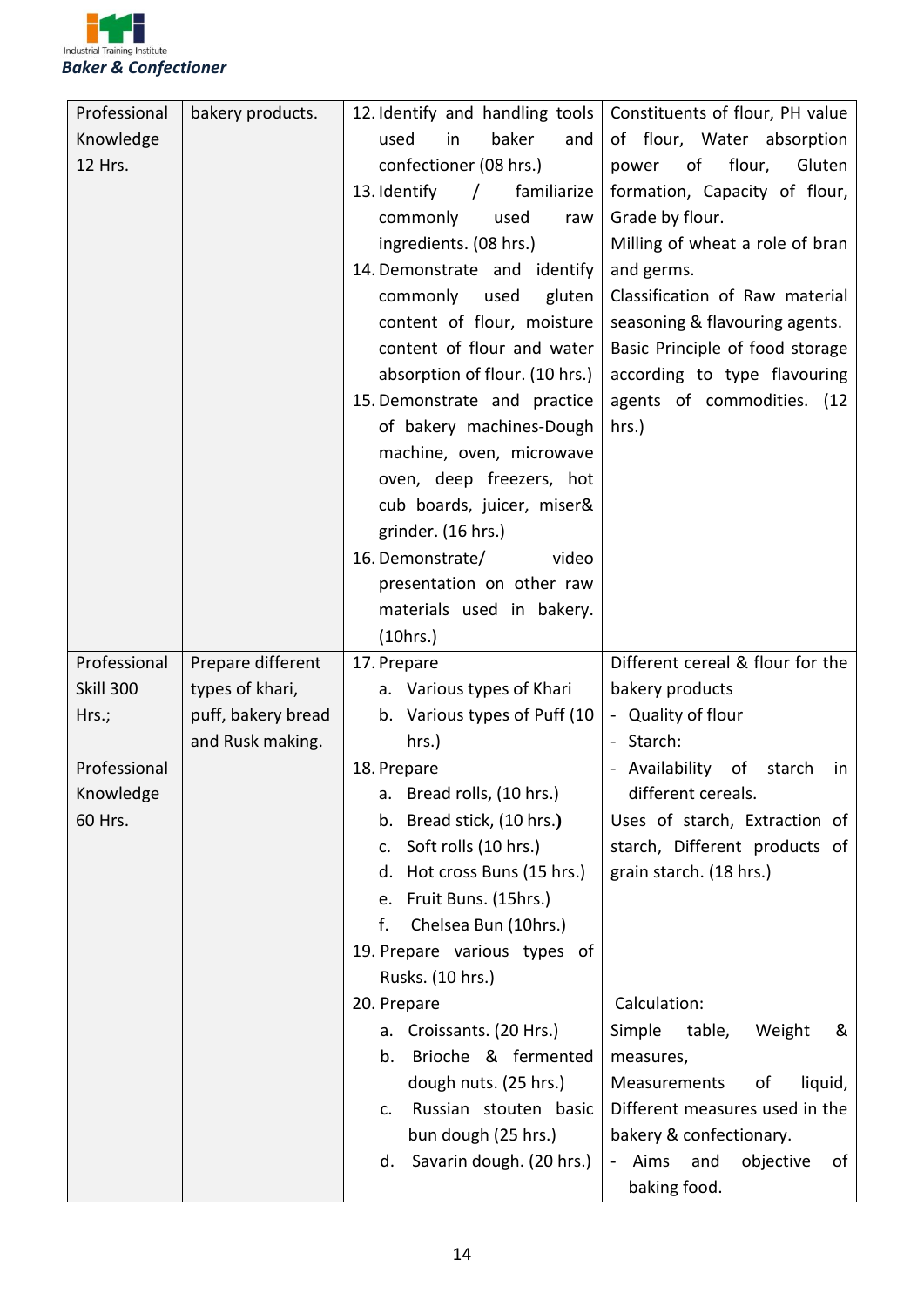| | | | |
|---|---|---|---|
| Professional Knowledge 12 Hrs. | bakery products. | 12. Identify and handling tools used in baker and confectioner (08 hrs.)<br>13. Identify / familiarize commonly used raw ingredients. (08 hrs.)<br>14. Demonstrate and identify commonly used gluten content of flour, moisture content of flour and water absorption of flour. (10 hrs.)<br>15. Demonstrate and practice of bakery machines-Dough machine, oven, microwave oven, deep freezers, hot cub boards, juicer, miser& grinder. (16 hrs.)<br>16. Demonstrate/ video presentation on other raw materials used in bakery. (10hrs.) | Constituents of flour, PH value of flour, Water absorption power of flour, Gluten formation, Capacity of flour, Grade by flour.<br>Milling of wheat a role of bran and germs.<br>Classification of Raw material seasoning & flavouring agents.<br>Basic Principle of food storage according to type flavouring agents of commodities. (12 hrs.) |
| Professional Skill 300 Hrs.;<br><br>Professional Knowledge 60 Hrs. | Prepare different types of khari, puff, bakery bread and Rusk making. | 17. Prepare<br>a. Various types of Khari<br>b. Various types of Puff (10 hrs.)<br>18. Prepare<br>a. Bread rolls, (10 hrs.)<br>b. Bread stick, (10 hrs.)<br>c. Soft rolls (10 hrs.)<br>d. Hot cross Buns (15 hrs.)<br>e. Fruit Buns. (15hrs.)<br>f. Chelsea Bun (10hrs.)<br>19. Prepare various types of Rusks. (10 hrs.) | Different cereal & flour for the bakery products<br>- Quality of flour<br>- Starch:<br>- Availability of starch in different cereals.<br>Uses of starch, Extraction of starch, Different products of grain starch. (18 hrs.) |
| | | 20. Prepare<br>a. Croissants. (20 Hrs.)<br>b. Brioche & fermented dough nuts. (25 hrs.)<br>c. Russian stouten basic bun dough (25 hrs.)<br>d. Savarin dough. (20 hrs.) | Calculation:<br>Simple table, Weight & measures,<br>Measurements of liquid, Different measures used in the bakery & confectionary.<br>- Aims and objective of baking food. |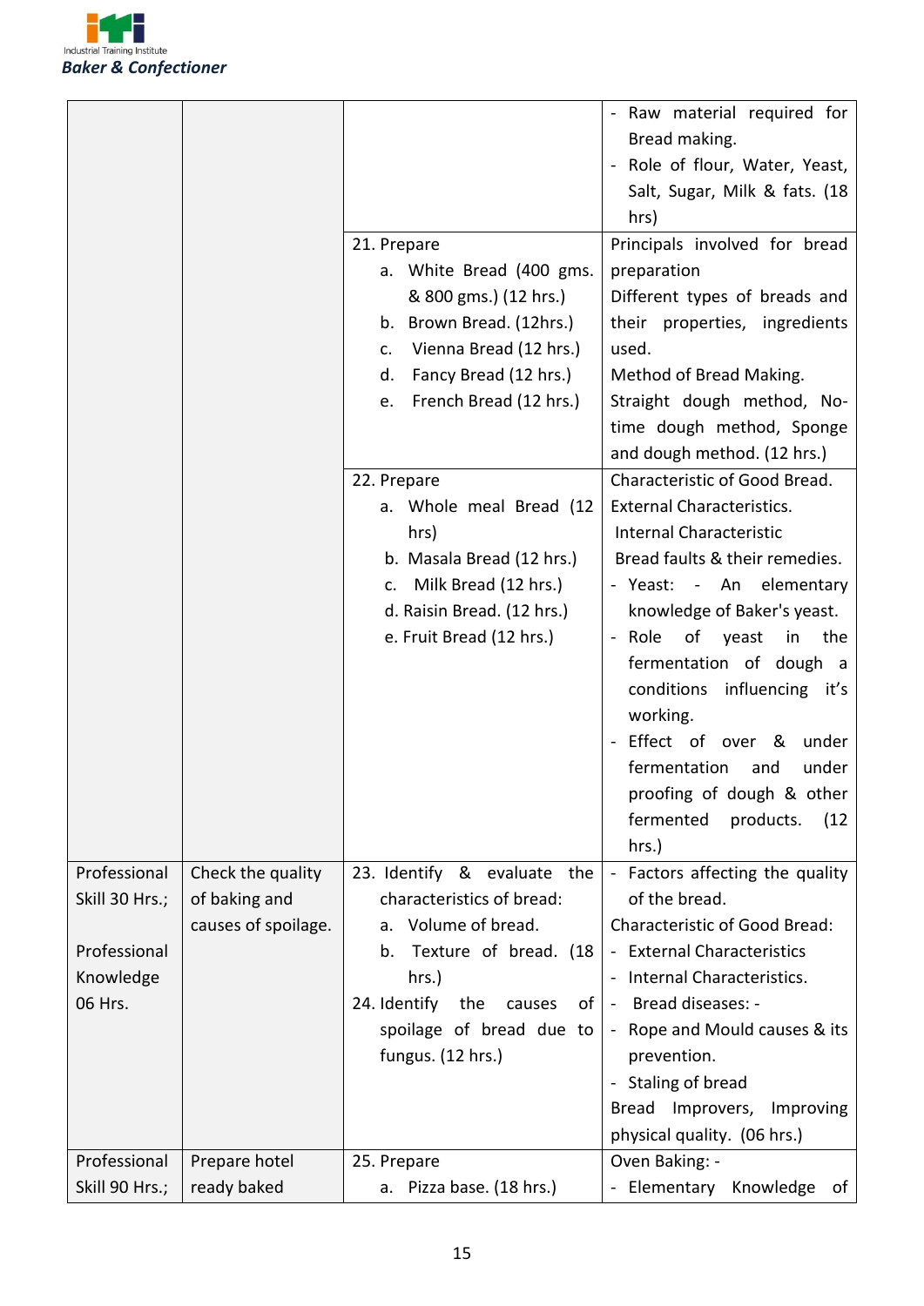| | | | - Raw material required for Bread making.<br>- Role of flour, Water, Yeast, Salt, Sugar, Milk & fats. (18 hrs) |
|---|---|---|---|
| | | 21. Prepare<br>a. White Bread (400 gms. & 800 gms.) (12 hrs.)<br>b. Brown Bread. (12hrs.)<br>c. Vienna Bread (12 hrs.)<br>d. Fancy Bread (12 hrs.)<br>e. French Bread (12 hrs.) | Principals involved for bread preparation<br>Different types of breads and their properties, ingredients used.<br>Method of Bread Making.<br>Straight dough method, No-time dough method, Sponge and dough method. (12 hrs.) |
| | | 22. Prepare<br>a. Whole meal Bread (12 hrs)<br>b. Masala Bread (12 hrs.)<br>c. Milk Bread (12 hrs.)<br>d. Raisin Bread. (12 hrs.)<br>e. Fruit Bread (12 hrs.) | Characteristic of Good Bread.<br>External Characteristics.<br>Internal Characteristic<br>Bread faults & their remedies.<br>- Yeast: - An elementary knowledge of Baker's yeast.<br>- Role of yeast in the fermentation of dough a conditions influencing it's working.<br>- Effect of over & under fermentation and under proofing of dough & other fermented products. (12 hrs.) |
| Professional Skill 30 Hrs.;<br><br>Professional Knowledge 06 Hrs. | Check the quality of baking and causes of spoilage. | 23. Identify & evaluate the characteristics of bread:<br>a. Volume of bread.<br>b. Texture of bread. (18 hrs.)<br>24. Identify the causes of spoilage of bread due to fungus. (12 hrs.) | - Factors affecting the quality of the bread.<br>Characteristic of Good Bread:<br>- External Characteristics<br>- Internal Characteristics.<br>- Bread diseases: -<br>- Rope and Mould causes & its prevention.<br>- Staling of bread<br>Bread Improvers, Improving physical quality. (06 hrs.) |
| Professional Skill 90 Hrs.; | Prepare hotel ready baked | 25. Prepare<br>a. Pizza base. (18 hrs.) | Oven Baking: -<br>- Elementary Knowledge of |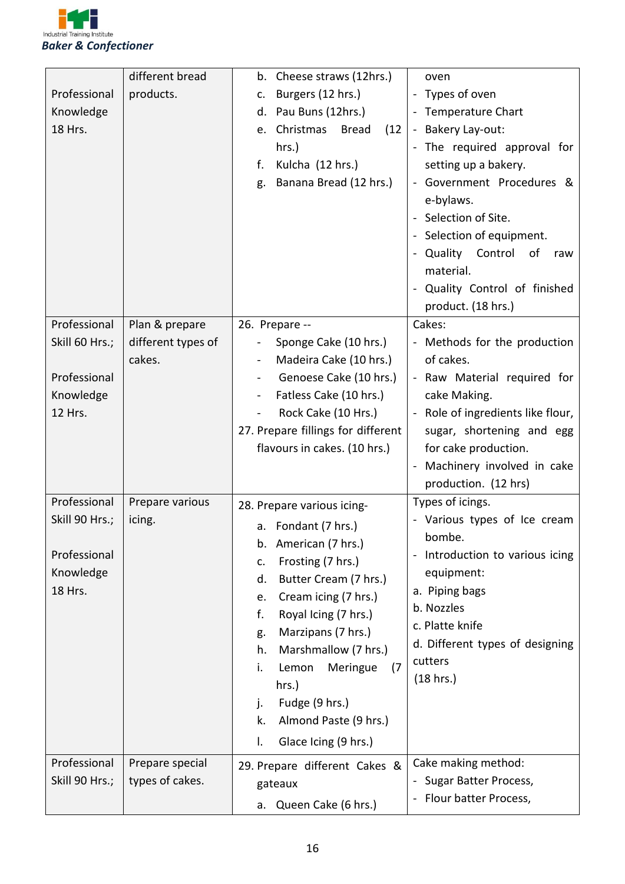| | | | |
|---|---|---|---|
| Professional Knowledge 18 Hrs. | different bread products. | b. Cheese straws (12hrs.)<br>c. Burgers (12 hrs.)<br>d. Pau Buns (12hrs.)<br>e. Christmas Bread (12 hrs.)<br>f. Kulcha (12 hrs.)<br>g. Banana Bread (12 hrs.) | oven<br>- Types of oven<br>- Temperature Chart<br>- Bakery Lay-out:<br>- The required approval for setting up a bakery.<br>- Government Procedures & e-bylaws.<br>- Selection of Site.<br>- Selection of equipment.<br>- Quality Control of raw material.<br>- Quality Control of finished product. (18 hrs.) |
| Professional Skill 60 Hrs.;<br><br>Professional Knowledge 12 Hrs. | Plan & prepare different types of cakes. | 26. Prepare --<br>- Sponge Cake (10 hrs.)<br>- Madeira Cake (10 hrs.)<br>- Genoese Cake (10 hrs.)<br>- Fatless Cake (10 hrs.)<br>- Rock Cake (10 Hrs.)<br>27. Prepare fillings for different flavours in cakes. (10 hrs.) | Cakes:<br>- Methods for the production of cakes.<br>- Raw Material required for cake Making.<br>- Role of ingredients like flour, sugar, shortening and egg for cake production.<br>- Machinery involved in cake production. (12 hrs) |
| Professional Skill 90 Hrs.;<br><br>Professional Knowledge 18 Hrs. | Prepare various icing. | 28. Prepare various icing-<br>a. Fondant (7 hrs.)<br>b. American (7 hrs.)<br>c. Frosting (7 hrs.)<br>d. Butter Cream (7 hrs.)<br>e. Cream icing (7 hrs.)<br>f. Royal Icing (7 hrs.)<br>g. Marzipans (7 hrs.)<br>h. Marshmallow (7 hrs.)<br>i. Lemon Meringue (7 hrs.)<br>j. Fudge (9 hrs.)<br>k. Almond Paste (9 hrs.)<br>l. Glace Icing (9 hrs.) | Types of icings.<br>- Various types of Ice cream bombe.<br>- Introduction to various icing equipment:<br>a. Piping bags<br>b. Nozzles<br>c. Platte knife<br>d. Different types of designing cutters<br>(18 hrs.) |
| Professional Skill 90 Hrs.; | Prepare special types of cakes. | 29. Prepare different Cakes & gateaux<br>a. Queen Cake (6 hrs.) | Cake making method:<br>- Sugar Batter Process,<br>- Flour batter Process, |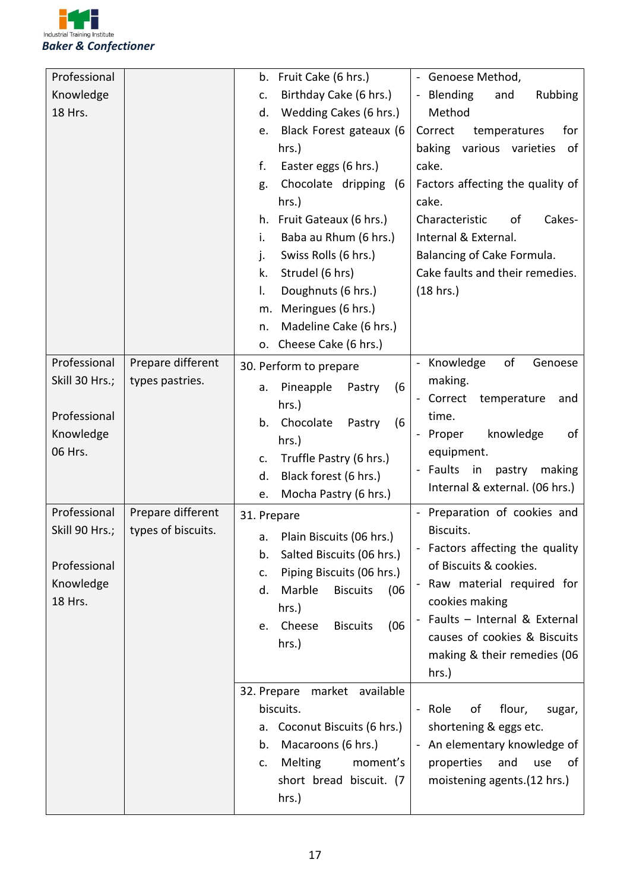| | | | |
|---|---|---|---|
| Professional Knowledge 18 Hrs. | | b. Fruit Cake (6 hrs.)<br>c. Birthday Cake (6 hrs.)<br>d. Wedding Cakes (6 hrs.)<br>e. Black Forest gateaux (6 hrs.)<br>f. Easter eggs (6 hrs.)<br>g. Chocolate dripping (6 hrs.)<br>h. Fruit Gateaux (6 hrs.)<br>i. Baba au Rhum (6 hrs.)<br>j. Swiss Rolls (6 hrs.)<br>k. Strudel (6 hrs)<br>l. Doughnuts (6 hrs.)<br>m. Meringues (6 hrs.)<br>n. Madeline Cake (6 hrs.)<br>o. Cheese Cake (6 hrs.) | - Genoese Method,<br>- Blending and Rubbing Method<br>Correct temperatures for baking various varieties of cake.<br>Factors affecting the quality of cake.<br>Characteristic of Cakes-Internal & External.<br>Balancing of Cake Formula.<br>Cake faults and their remedies. (18 hrs.) |
| Professional Skill 30 Hrs.;<br><br>Professional Knowledge 06 Hrs. | Prepare different types pastries. | 30. Perform to prepare<br>a. Pineapple Pastry (6 hrs.)<br>b. Chocolate Pastry (6 hrs.)<br>c. Truffle Pastry (6 hrs.)<br>d. Black forest (6 hrs.)<br>e. Mocha Pastry (6 hrs.) | - Knowledge of Genoese making.<br>- Correct temperature and time.<br>- Proper knowledge of equipment.<br>- Faults in pastry making Internal & external. (06 hrs.) |
| Professional Skill 90 Hrs.;<br><br>Professional Knowledge 18 Hrs. | Prepare different types of biscuits. | 31. Prepare<br>a. Plain Biscuits (06 hrs.)<br>b. Salted Biscuits (06 hrs.)<br>c. Piping Biscuits (06 hrs.)<br>d. Marble Biscuits (06 hrs.)<br>e. Cheese Biscuits (06 hrs.) | - Preparation of cookies and Biscuits.<br>- Factors affecting the quality of Biscuits & cookies.<br>- Raw material required for cookies making<br>- Faults – Internal & External causes of cookies & Biscuits making & their remedies (06 hrs.) |
| | | 32. Prepare market available biscuits.<br>a. Coconut Biscuits (6 hrs.)<br>b. Macaroons (6 hrs.)<br>c. Melting moment's short bread biscuit. (7 hrs.) | - Role of flour, sugar, shortening & eggs etc.<br>- An elementary knowledge of properties and use of moistening agents.(12 hrs.) |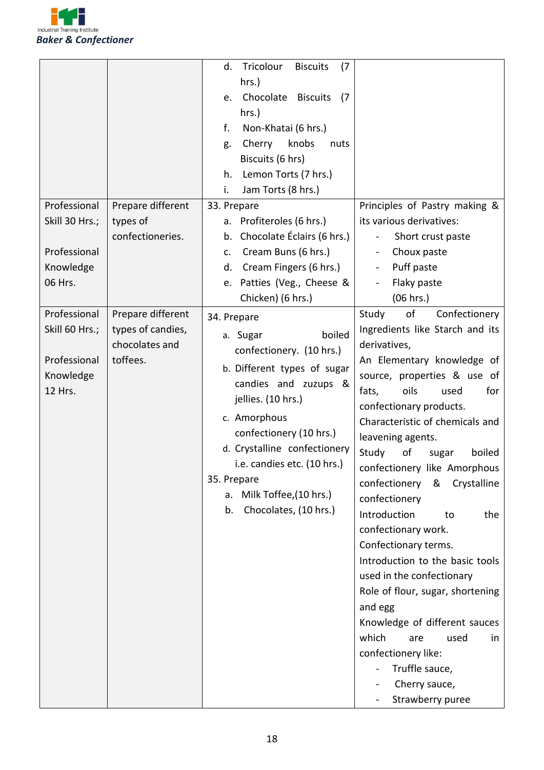| | | | |
|---|---|---|---|
| | | d. Tricolour Biscuits (7 hrs.)<br>e. Chocolate Biscuits (7 hrs.)<br>f. Non-Khatai (6 hrs.)<br>g. Cherry knobs nuts Biscuits (6 hrs)<br>h. Lemon Torts (7 hrs.)<br>i. Jam Torts (8 hrs.) | |
| Professional Skill 30 Hrs.;<br><br>Professional Knowledge 06 Hrs. | Prepare different types of confectioneries. | 33. Prepare<br>a. Profiteroles (6 hrs.)<br>b. Chocolate Éclairs (6 hrs.)<br>c. Cream Buns (6 hrs.)<br>d. Cream Fingers (6 hrs.)<br>e. Patties (Veg., Cheese & Chicken) (6 hrs.) | Principles of Pastry making & its various derivatives:<br>- Short crust paste<br>- Choux paste<br>- Puff paste<br>- Flaky paste<br>(06 hrs.) |
| Professional Skill 60 Hrs.;<br><br>Professional Knowledge 12 Hrs. | Prepare different types of candies, chocolates and toffees. | 34. Prepare<br>a. Sugar boiled confectionery. (10 hrs.)<br>b. Different types of sugar candies and zuzups & jellies. (10 hrs.)<br>c. Amorphous confectionery (10 hrs.)<br>d. Crystalline confectionery i.e. candies etc. (10 hrs.)<br>35. Prepare<br>a. Milk Toffee,(10 hrs.)<br>b. Chocolates, (10 hrs.) | Study of Confectionery Ingredients like Starch and its derivatives,<br>An Elementary knowledge of source, properties & use of fats, oils used for confectionary products.<br>Characteristic of chemicals and leavening agents.<br>Study of sugar boiled confectionery like Amorphous confectionery & Crystalline confectionery<br>Introduction to the confectionary work.<br>Confectionary terms.<br>Introduction to the basic tools used in the confectionary<br>Role of flour, sugar, shortening and egg<br>Knowledge of different sauces which are used in confectionary like:<br>- Truffle sauce,<br>- Cherry sauce,<br>- Strawberry puree |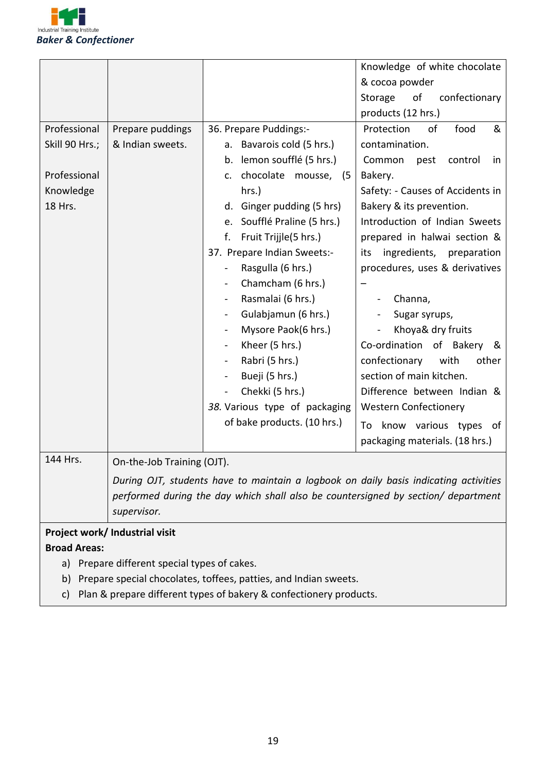| | | | |
|---|---|---|---|
| | | | Knowledge of white chocolate & cocoa powder<br>Storage of confectionary products (12 hrs.) |
| Professional Skill 90 Hrs.;<br><br>Professional Knowledge 18 Hrs. | Prepare puddings & Indian sweets. | 36. Prepare Puddings:-<br>a. Bavarois cold (5 hrs.)<br>b. lemon soufflé (5 hrs.)<br>c. chocolate mousse, (5 hrs.)<br>d. Ginger pudding (5 hrs)<br>e. Soufflé Praline (5 hrs.)<br>f. Fruit Trijjle(5 hrs.)<br>37. Prepare Indian Sweets:-<br>- Rasgulla (6 hrs.)<br>- Chamcham (6 hrs.)<br>- Rasmalai (6 hrs.)<br>- Gulabjamun (6 hrs.)<br>- Mysore Paok(6 hrs.)<br>- Kheer (5 hrs.)<br>- Rabri (5 hrs.)<br>- Bueji (5 hrs.)<br>- Chekki (5 hrs.)<br>*38.* Various type of packaging of bake products. (10 hrs.) | Protection of food & contamination.<br>Common pest control in Bakery.<br>Safety: - Causes of Accidents in Bakery & its prevention.<br>Introduction of Indian Sweets prepared in halwai section & its ingredients, preparation procedures, uses & derivatives –<br>- Channa,<br>- Sugar syrups,<br>- Khoya& dry fruits<br>Co-ordination of Bakery & confectionary with other section of main kitchen.<br>Difference between Indian & Western Confectionery<br>To know various types of packaging materials. (18 hrs.) |
| 144 Hrs. | On-the-Job Training (OJT).<br>*During OJT, students have to maintain a logbook on daily basis indicating activities performed during the day which shall also be countersigned by section/ department supervisor.* | | |

**Project work/ Industrial visit**

**Broad Areas:**

a) Prepare different special types of cakes.
b) Prepare special chocolates, toffees, patties, and Indian sweets.
c) Plan & prepare different types of bakery & confectionery products.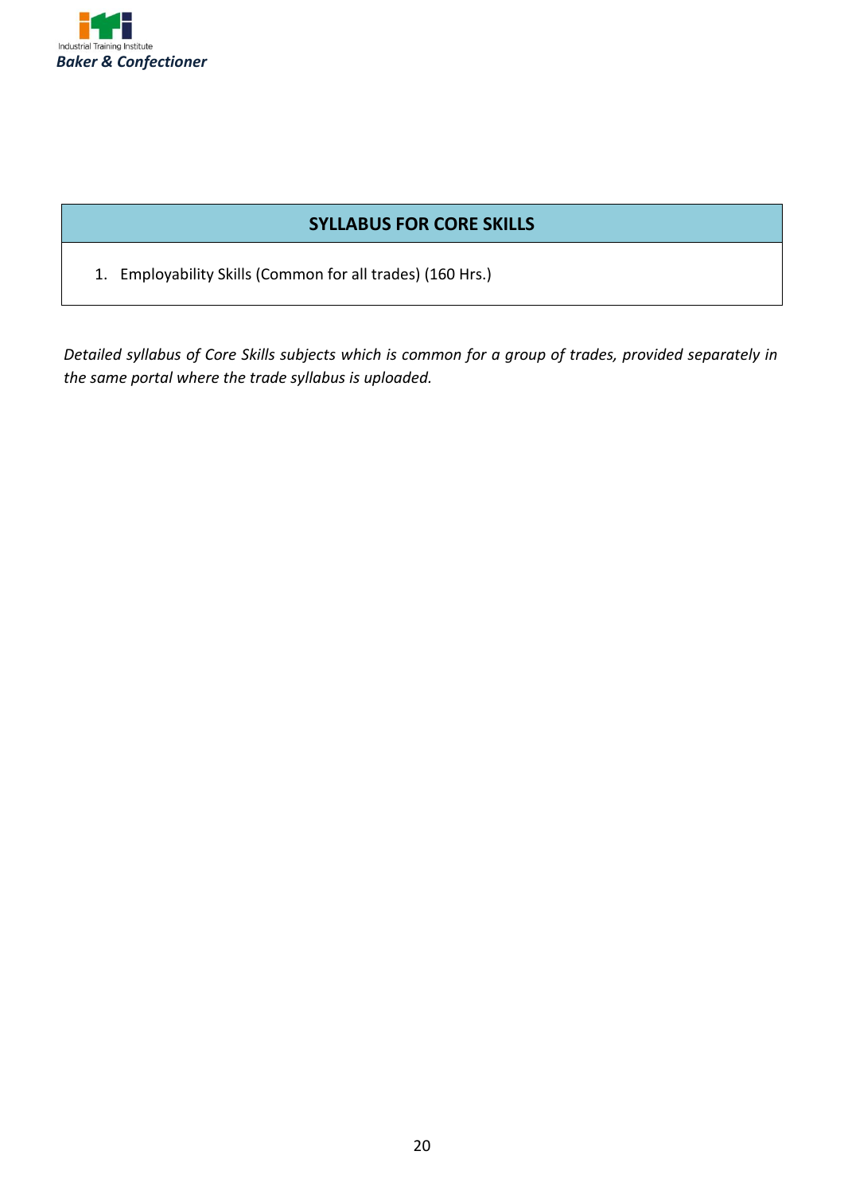## SYLLABUS FOR CORE SKILLS

1. Employability Skills (Common for all trades) (160 Hrs.)

*Detailed syllabus of Core Skills subjects which is common for a group of trades, provided separately in the same portal where the trade syllabus is uploaded.*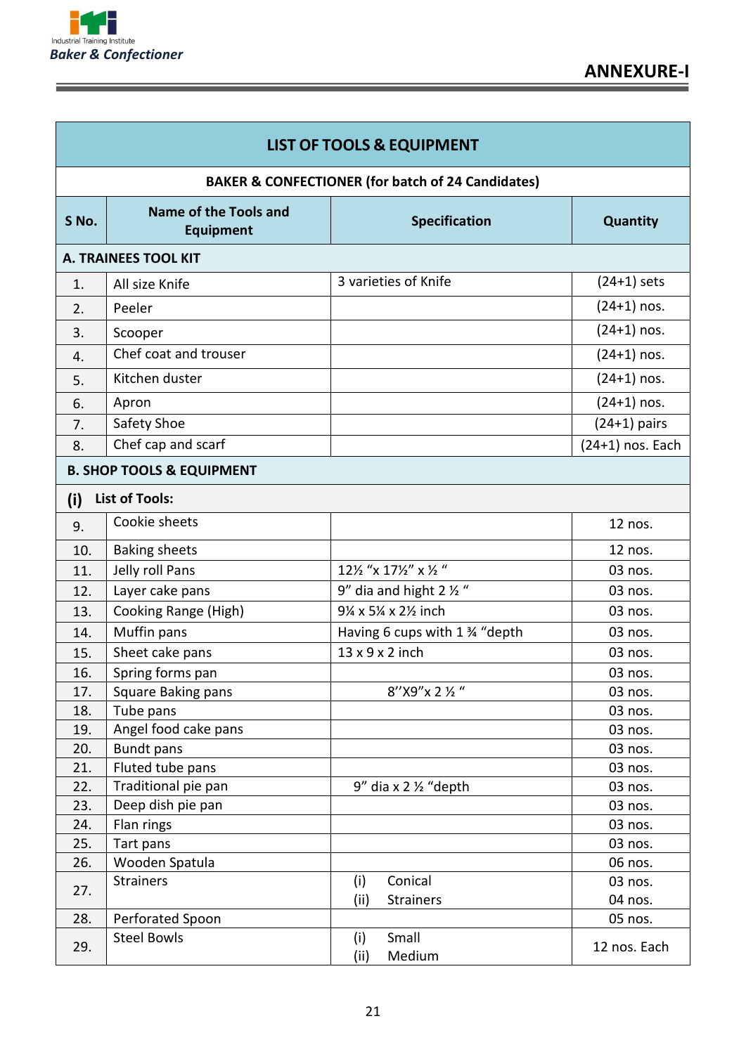## ANNEXURE-I

| LIST OF TOOLS & EQUIPMENT | | | |
|---|---|---|---|
| **BAKER & CONFECTIONER (for batch of 24 Candidates)** | | | |
| **S No.** | **Name of the Tools and Equipment** | **Specification** | **Quantity** |
| **A. TRAINEES TOOL KIT** | | | |
| 1. | All size Knife | 3 varieties of Knife | (24+1) sets |
| 2. | Peeler | | (24+1) nos. |
| 3. | Scooper | | (24+1) nos. |
| 4. | Chef coat and trouser | | (24+1) nos. |
| 5. | Kitchen duster | | (24+1) nos. |
| 6. | Apron | | (24+1) nos. |
| 7. | Safety Shoe | | (24+1) pairs |
| 8. | Chef cap and scarf | | (24+1) nos. Each |
| **B. SHOP TOOLS & EQUIPMENT** | | | |
| **(i) List of Tools:** | | | |
| 9. | Cookie sheets | | 12 nos. |
| 10. | Baking sheets | | 12 nos. |
| 11. | Jelly roll Pans | 12½ "x 17½" x ½ " | 03 nos. |
| 12. | Layer cake pans | 9" dia and hight 2 ½ " | 03 nos. |
| 13. | Cooking Range (High) | 9¼ x 5¼ x 2½ inch | 03 nos. |
| 14. | Muffin pans | Having 6 cups with 1 ¾ "depth | 03 nos. |
| 15. | Sheet cake pans | 13 x 9 x 2 inch | 03 nos. |
| 16. | Spring forms pan | | 03 nos. |
| 17. | Square Baking pans | 8"X9"x 2 ½ " | 03 nos. |
| 18. | Tube pans | | 03 nos. |
| 19. | Angel food cake pans | | 03 nos. |
| 20. | Bundt pans | | 03 nos. |
| 21. | Fluted tube pans | | 03 nos. |
| 22. | Traditional pie pan | 9" dia x 2 ½ "depth | 03 nos. |
| 23. | Deep dish pie pan | | 03 nos. |
| 24. | Flan rings | | 03 nos. |
| 25. | Tart pans | | 03 nos. |
| 26. | Wooden Spatula | | 06 nos. |
| 27. | Strainers | (i) Conical<br>(ii) Strainers | 03 nos.<br>04 nos. |
| 28. | Perforated Spoon | | 05 nos. |
| 29. | Steel Bowls | (i) Small<br>(ii) Medium | 12 nos. Each |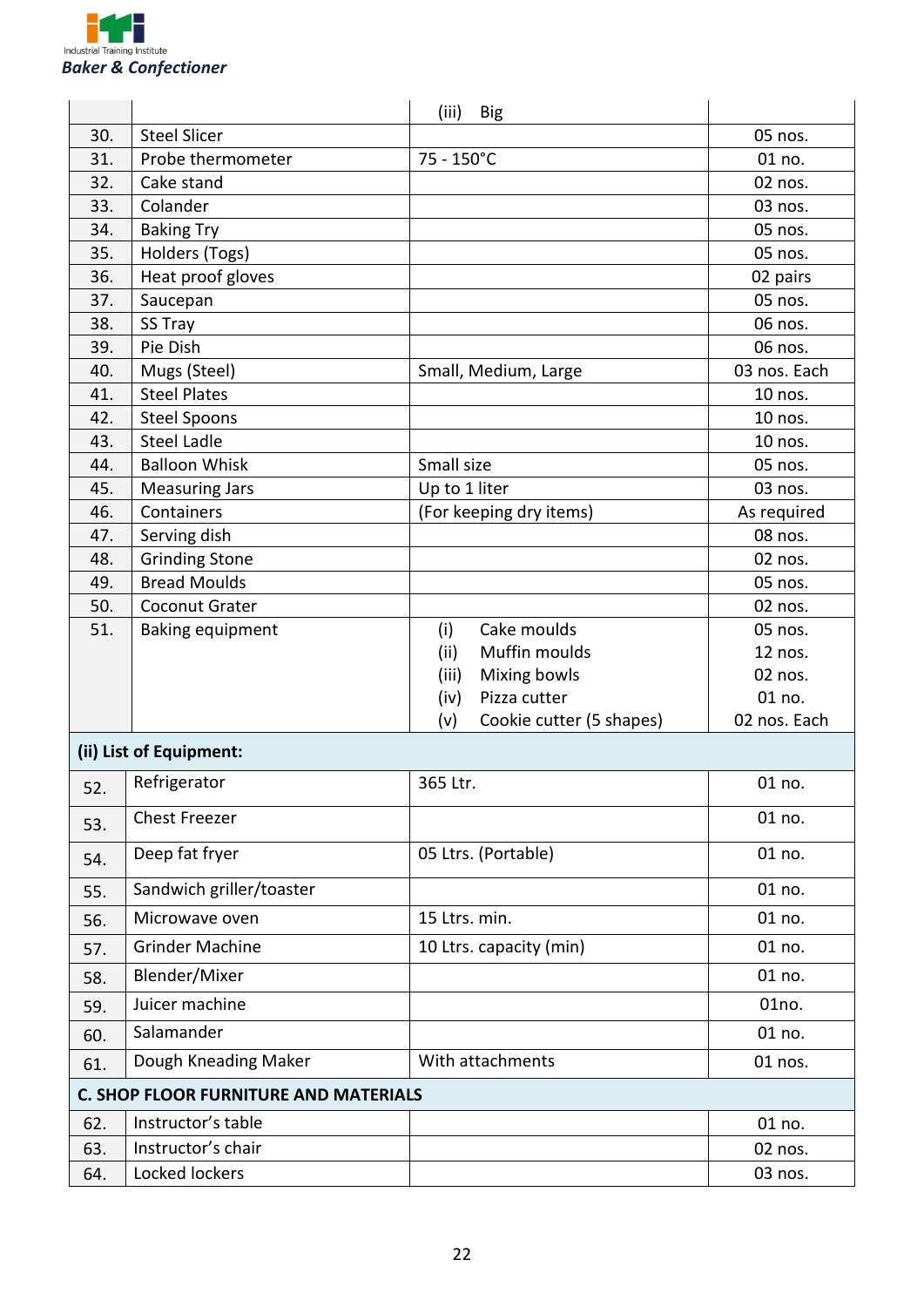| | | (iii) Big | |
|---|---|---|---|
| 30. | Steel Slicer | | 05 nos. |
| 31. | Probe thermometer | 75 - 150°C | 01 no. |
| 32. | Cake stand | | 02 nos. |
| 33. | Colander | | 03 nos. |
| 34. | Baking Try | | 05 nos. |
| 35. | Holders (Togs) | | 05 nos. |
| 36. | Heat proof gloves | | 02 pairs |
| 37. | Saucepan | | 05 nos. |
| 38. | SS Tray | | 06 nos. |
| 39. | Pie Dish | | 06 nos. |
| 40. | Mugs (Steel) | Small, Medium, Large | 03 nos. Each |
| 41. | Steel Plates | | 10 nos. |
| 42. | Steel Spoons | | 10 nos. |
| 43. | Steel Ladle | | 10 nos. |
| 44. | Balloon Whisk | Small size | 05 nos. |
| 45. | Measuring Jars | Up to 1 liter | 03 nos. |
| 46. | Containers | (For keeping dry items) | As required |
| 47. | Serving dish | | 08 nos. |
| 48. | Grinding Stone | | 02 nos. |
| 49. | Bread Moulds | | 05 nos. |
| 50. | Coconut Grater | | 02 nos. |
| 51. | Baking equipment | (i) Cake moulds<br>(ii) Muffin moulds<br>(iii) Mixing bowls<br>(iv) Pizza cutter<br>(v) Cookie cutter (5 shapes) | 05 nos.<br>12 nos.<br>02 nos.<br>01 no.<br>02 nos. Each |
| **(ii) List of Equipment:** | | | |
| 52. | Refrigerator | 365 Ltr. | 01 no. |
| 53. | Chest Freezer | | 01 no. |
| 54. | Deep fat fryer | 05 Ltrs. (Portable) | 01 no. |
| 55. | Sandwich griller/toaster | | 01 no. |
| 56. | Microwave oven | 15 Ltrs. min. | 01 no. |
| 57. | Grinder Machine | 10 Ltrs. capacity (min) | 01 no. |
| 58. | Blender/Mixer | | 01 no. |
| 59. | Juicer machine | | 01no. |
| 60. | Salamander | | 01 no. |
| 61. | Dough Kneading Maker | With attachments | 01 nos. |
| **C. SHOP FLOOR FURNITURE AND MATERIALS** | | | |
| 62. | Instructor's table | | 01 no. |
| 63. | Instructor's chair | | 02 nos. |
| 64. | Locked lockers | | 03 nos. |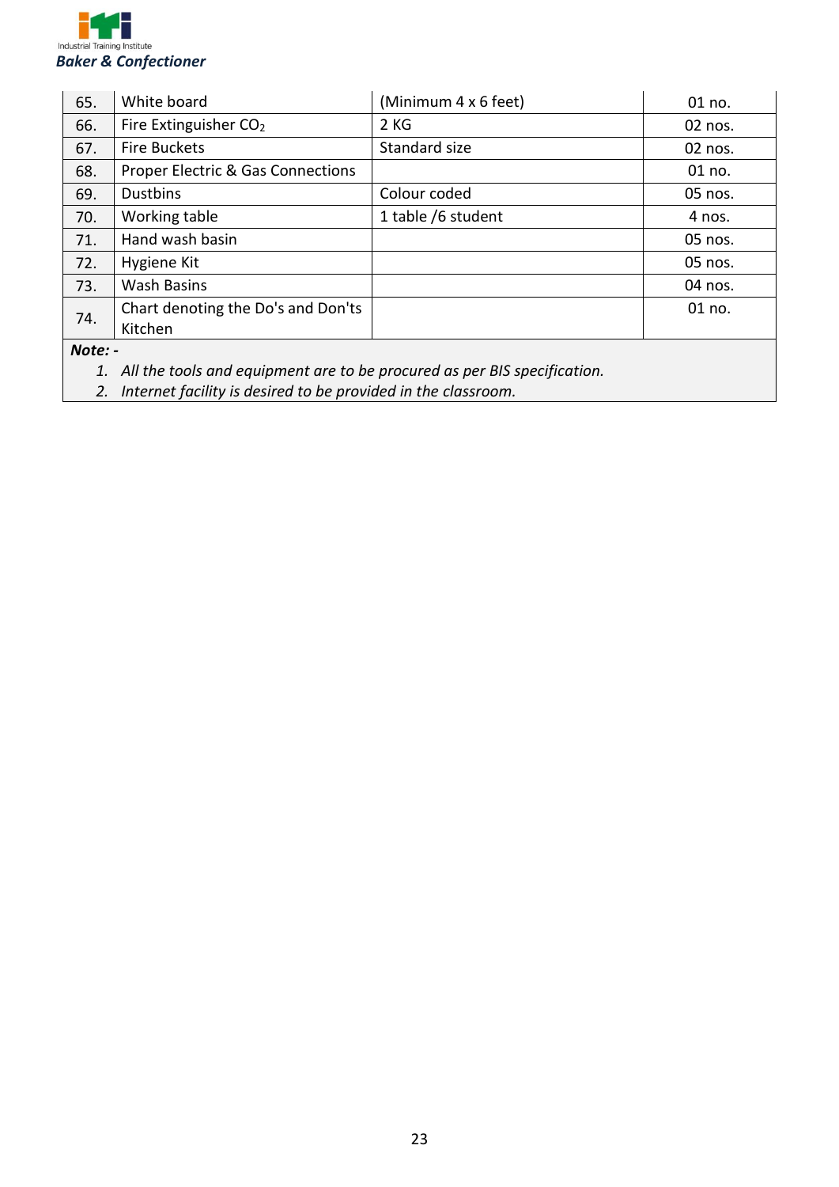| | | | |
|---|---|---|---|
| 65. | White board | (Minimum 4 x 6 feet) | 01 no. |
| 66. | Fire Extinguisher $CO_2$ | 2 KG | 02 nos. |
| 67. | Fire Buckets | Standard size | 02 nos. |
| 68. | Proper Electric & Gas Connections | | 01 no. |
| 69. | Dustbins | Colour coded | 05 nos. |
| 70. | Working table | 1 table /6 student | 4 nos. |
| 71. | Hand wash basin | | 05 nos. |
| 72. | Hygiene Kit | | 05 nos. |
| 73. | Wash Basins | | 04 nos. |
| 74. | Chart denoting the Do's and Don'ts Kitchen | | 01 no. |

***Note: -***

1. *All the tools and equipment are to be procured as per BIS specification.*
2. *Internet facility is desired to be provided in the classroom.*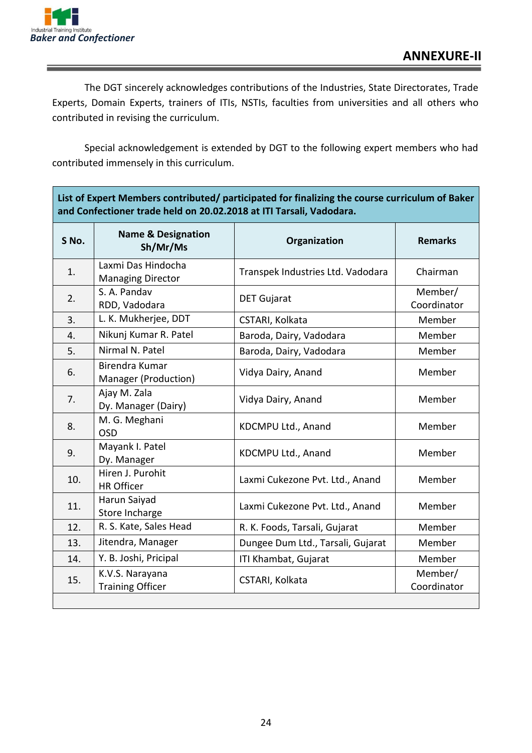## ANNEXURE-II

The DGT sincerely acknowledges contributions of the Industries, State Directorates, Trade Experts, Domain Experts, trainers of ITIs, NSTIs, faculties from universities and all others who contributed in revising the curriculum.

Special acknowledgement is extended by DGT to the following expert members who had contributed immensely in this curriculum.

| **List of Expert Members contributed/ participated for finalizing the course curriculum of Baker and Confectioner trade held on 20.02.2018 at ITI Tarsali, Vadodara.** | | | |
|---|---|---|---|
| **S No.** | **Name & Designation Sh/Mr/Ms** | **Organization** | **Remarks** |
| 1. | Laxmi Das Hindocha<br>Managing Director | Transpek Industries Ltd. Vadodara | Chairman |
| 2. | S. A. Pandav<br>RDD, Vadodara | DET Gujarat | Member/ Coordinator |
| 3. | L. K. Mukherjee, DDT | CSTARI, Kolkata | Member |
| 4. | Nikunj Kumar R. Patel | Baroda, Dairy, Vadodara | Member |
| 5. | Nirmal N. Patel | Baroda, Dairy, Vadodara | Member |
| 6. | Birendra Kumar<br>Manager (Production) | Vidya Dairy, Anand | Member |
| 7. | Ajay M. Zala<br>Dy. Manager (Dairy) | Vidya Dairy, Anand | Member |
| 8. | M. G. Meghani<br>OSD | KDCMPU Ltd., Anand | Member |
| 9. | Mayank I. Patel<br>Dy. Manager | KDCMPU Ltd., Anand | Member |
| 10. | Hiren J. Purohit<br>HR Officer | Laxmi Cukezone Pvt. Ltd., Anand | Member |
| 11. | Harun Saiyad<br>Store Incharge | Laxmi Cukezone Pvt. Ltd., Anand | Member |
| 12. | R. S. Kate, Sales Head | R. K. Foods, Tarsali, Gujarat | Member |
| 13. | Jitendra, Manager | Dungee Dum Ltd., Tarsali, Gujarat | Member |
| 14. | Y. B. Joshi, Pricipal | ITI Khambat, Gujarat | Member |
| 15. | K.V.S. Narayana<br>Training Officer | CSTARI, Kolkata | Member/ Coordinator |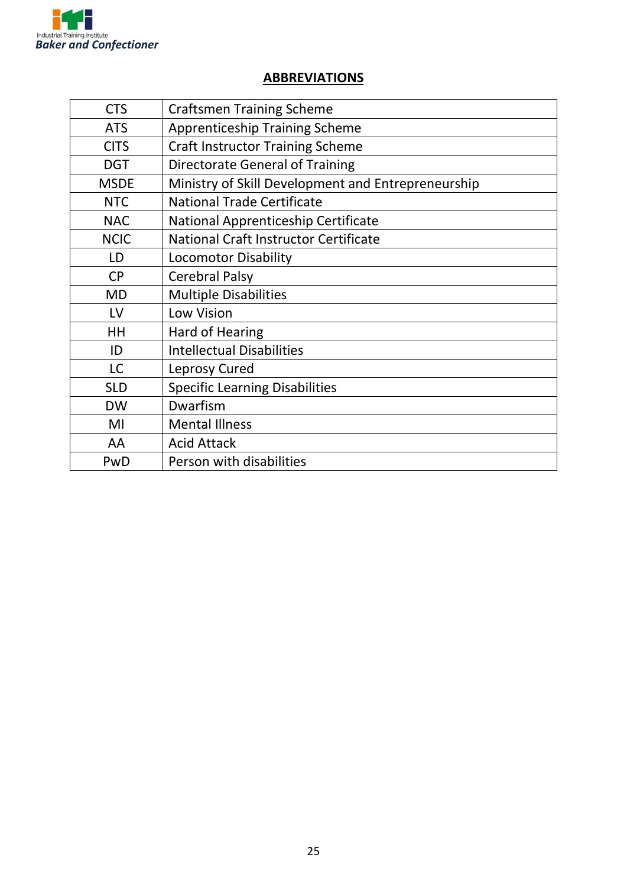## ABBREVIATIONS

| | |
|---|---|
| CTS | Craftsmen Training Scheme |
| ATS | Apprenticeship Training Scheme |
| CITS | Craft Instructor Training Scheme |
| DGT | Directorate General of Training |
| MSDE | Ministry of Skill Development and Entrepreneurship |
| NTC | National Trade Certificate |
| NAC | National Apprenticeship Certificate |
| NCIC | National Craft Instructor Certificate |
| LD | Locomotor Disability |
| CP | Cerebral Palsy |
| MD | Multiple Disabilities |
| LV | Low Vision |
| HH | Hard of Hearing |
| ID | Intellectual Disabilities |
| LC | Leprosy Cured |
| SLD | Specific Learning Disabilities |
| DW | Dwarfism |
| MI | Mental Illness |
| AA | Acid Attack |
| PwD | Person with disabilities |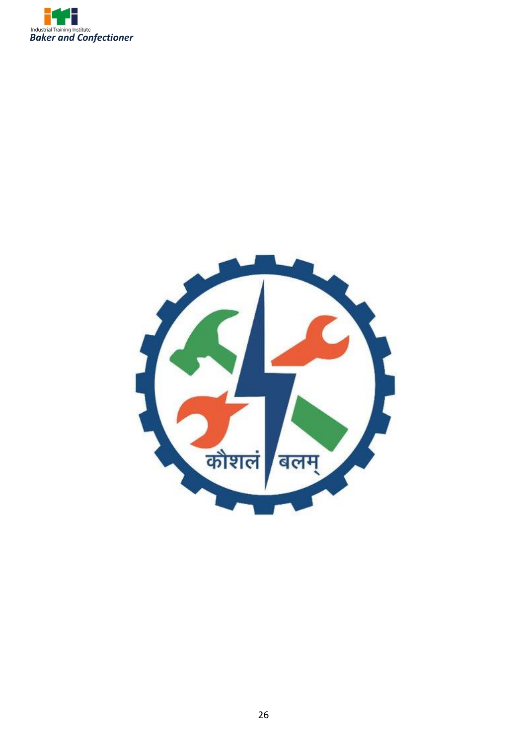कौशलं बलम्